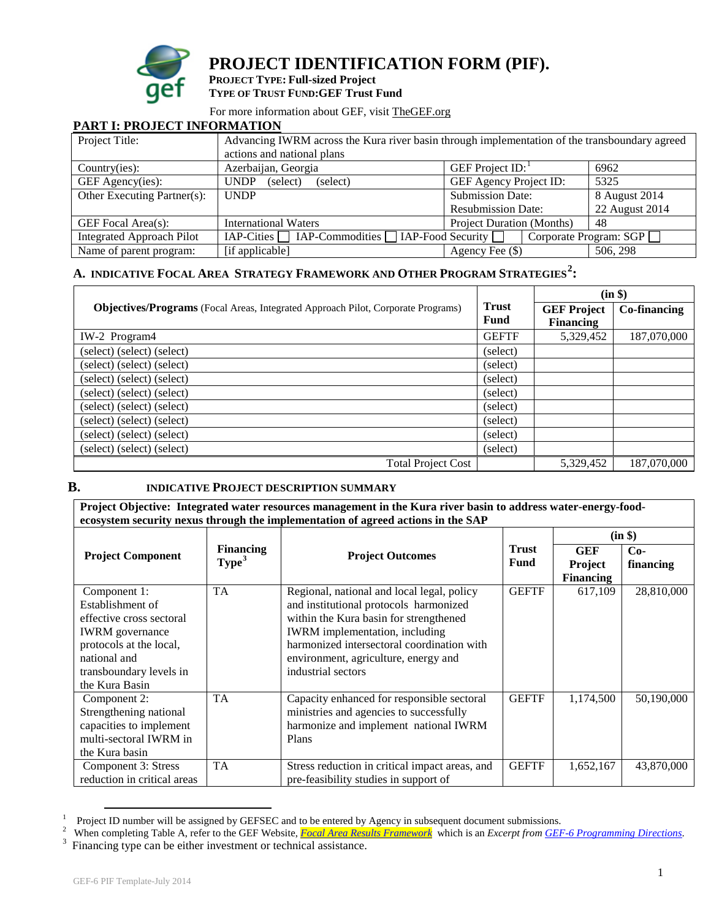# PROJECT IDENTIFICATION FORM (PIF).

**PROJECT TYPE: Full-sized Project**
**TYPE OF TRUST FUND: GEF Trust Fund**

For more information about GEF, visit TheGEF.org

## PART I: PROJECT INFORMATION

| Project Title: | Advancing IWRM across the Kura river basin through implementation of the transboundary agreed actions and national plans | | |
|---|---|---|---|
| Country(ies): | Azerbaijan, Georgia | GEF Project ID:[1] | 6962 |
| GEF Agency(ies): | UNDP (select) (select) | GEF Agency Project ID: | 5325 |
| Other Executing Partner(s): | UNDP | Submission Date: Resubmission Date: | 8 August 2014 22 August 2014 |
| GEF Focal Area(s): | International Waters | Project Duration (Months) | 48 |
| Integrated Approach Pilot | IAP-Cities ☐ IAP-Commodities ☐ IAP-Food Security ☐ | Corporate Program: SGP ☐ | |
| Name of parent program: | [if applicable] | Agency Fee ($) | 506, 298 |

### A. INDICATIVE FOCAL AREA STRATEGY FRAMEWORK AND OTHER PROGRAM STRATEGIES[2]:

| **Objectives/Programs** (Focal Areas, Integrated Approach Pilot, Corporate Programs) | **Trust Fund** | **(in $)** | |
|---|---|---|---|
| | | **GEF Project Financing** | **Co-financing** |
| IW-2 Program4 | GEFTF | 5,329,452 | 187,070,000 |
| (select) (select) (select) | (select) | | |
| (select) (select) (select) | (select) | | |
| (select) (select) (select) | (select) | | |
| (select) (select) (select) | (select) | | |
| (select) (select) (select) | (select) | | |
| (select) (select) (select) | (select) | | |
| (select) (select) (select) | (select) | | |
| (select) (select) (select) | (select) | | |
| Total Project Cost | | 5,329,452 | 187,070,000 |

### B. INDICATIVE PROJECT DESCRIPTION SUMMARY

**Project Objective: Integrated water resources management in the Kura river basin to address water-energy-food-ecosystem security nexus through the implementation of agreed actions in the SAP**

| **Project Component** | **Financing Type**[3] | **Project Outcomes** | **Trust Fund** | **(in $)** | |
|---|---|---|---|---|---|
| | | | | **GEF Project Financing** | **Co-financing** |
| Component 1: Establishment of effective cross sectoral IWRM governance protocols at the local, national and transboundary levels in the Kura Basin | TA | Regional, national and local legal, policy and institutional protocols harmonized within the Kura basin for strengthened IWRM implementation, including harmonized intersectoral coordination with environment, agriculture, energy and industrial sectors | GEFTF | 617,109 | 28,810,000 |
| Component 2: Strengthening national capacities to implement multi-sectoral IWRM in the Kura basin | TA | Capacity enhanced for responsible sectoral ministries and agencies to successfully harmonize and implement national IWRM Plans | GEFTF | 1,174,500 | 50,190,000 |
| Component 3: Stress reduction in critical areas | TA | Stress reduction in critical impact areas, and pre-feasibility studies in support of | GEFTF | 1,652,167 | 43,870,000 |

[1] Project ID number will be assigned by GEFSEC and to be entered by Agency in subsequent document submissions.
[2] When completing Table A, refer to the GEF Website, *Focal Area Results Framework* which is an *Excerpt from GEF-6 Programming Directions*.
[3] Financing type can be either investment or technical assistance.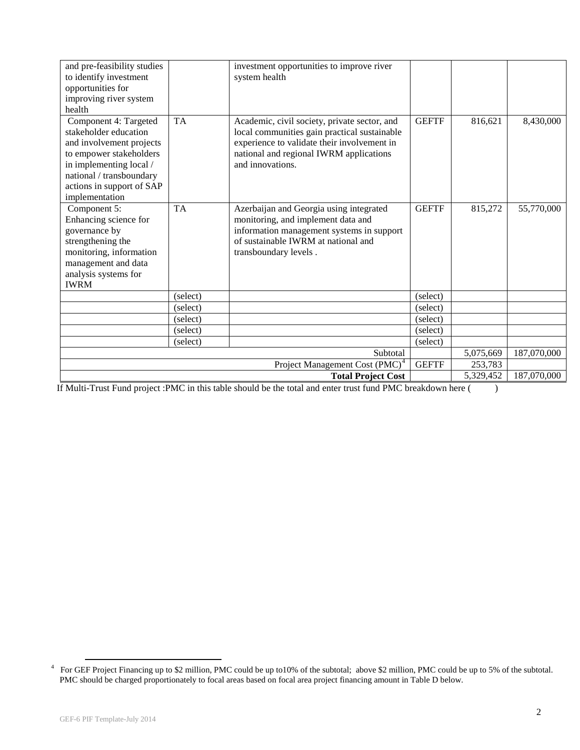| | | | | | |
|---|---|---|---|---|---|
| and pre-feasibility studies to identify investment opportunities for improving river system health | | investment opportunities to improve river system health | | | |
| Component 4: Targeted stakeholder education and involvement projects to empower stakeholders in implementing local / national / transboundary actions in support of SAP implementation | TA | Academic, civil society, private sector, and local communities gain practical sustainable experience to validate their involvement in national and regional IWRM applications and innovations. | GEFTF | 816,621 | 8,430,000 |
| Component 5: Enhancing science for governance by strengthening the monitoring, information management and data analysis systems for IWRM | TA | Azerbaijan and Georgia using integrated monitoring, and implement data and information management systems in support of sustainable IWRM at national and transboundary levels . | GEFTF | 815,272 | 55,770,000 |
| | (select) | | (select) | | |
| | (select) | | (select) | | |
| | (select) | | (select) | | |
| | (select) | | (select) | | |
| | (select) | | (select) | | |
| | | Subtotal | | 5,075,669 | 187,070,000 |
| | | Project Management Cost (PMC)[4] | GEFTF | 253,783 | |
| | | **Total Project Cost** | | 5,329,452 | 187,070,000 |

If Multi-Trust Fund project :PMC in this table should be the total and enter trust fund PMC breakdown here (        )

[4] For GEF Project Financing up to $2 million, PMC could be up to10% of the subtotal; above $2 million, PMC could be up to 5% of the subtotal. PMC should be charged proportionately to focal areas based on focal area project financing amount in Table D below.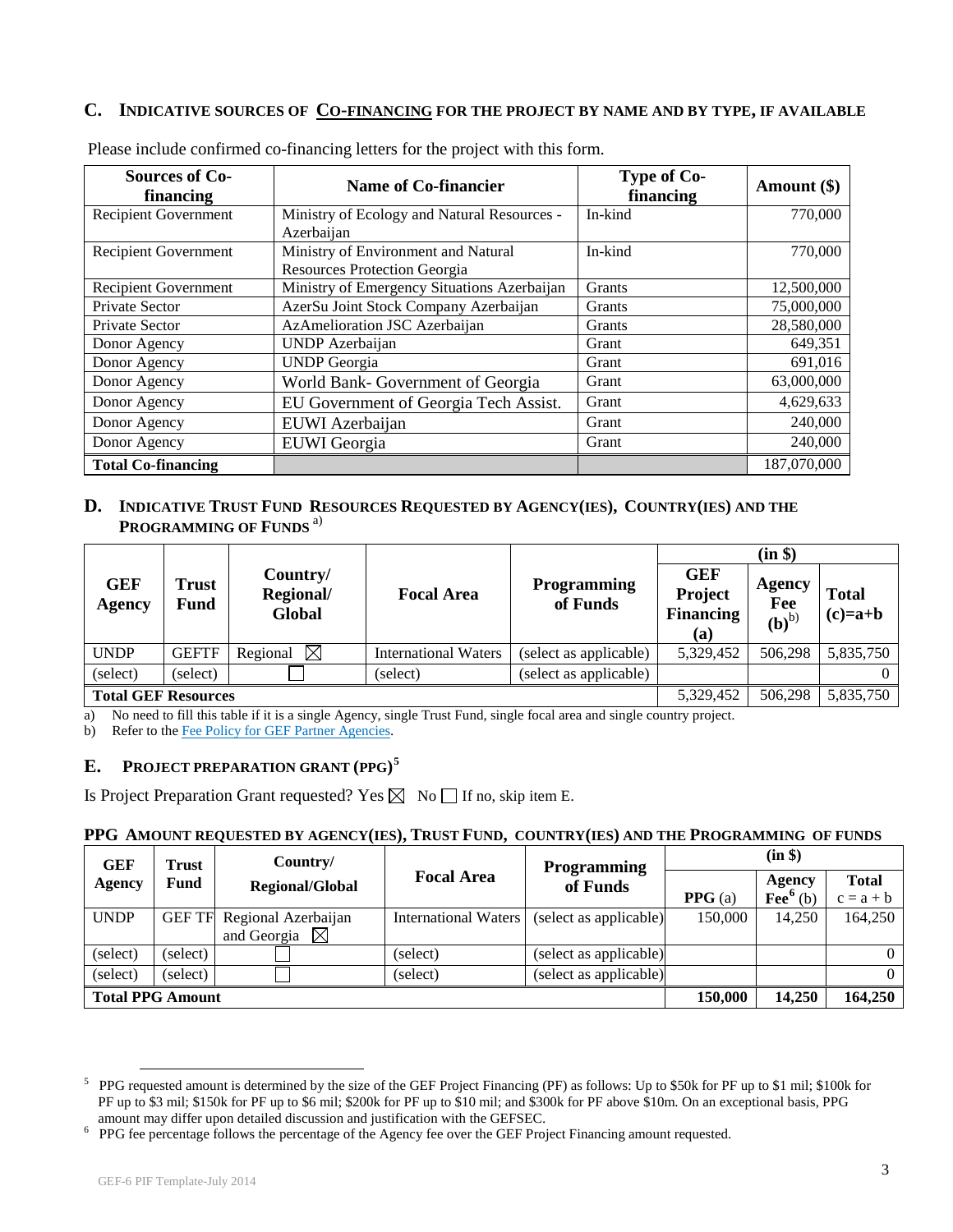## C. INDICATIVE SOURCES OF CO-FINANCING FOR THE PROJECT BY NAME AND BY TYPE, IF AVAILABLE

Please include confirmed co-financing letters for the project with this form.

| Sources of Co-financing | Name of Co-financier | Type of Co-financing | Amount ($) |
|---|---|---|---|
| Recipient Government | Ministry of Ecology and Natural Resources - Azerbaijan | In-kind | 770,000 |
| Recipient Government | Ministry of Environment and Natural Resources Protection Georgia | In-kind | 770,000 |
| Recipient Government | Ministry of Emergency Situations Azerbaijan | Grants | 12,500,000 |
| Private Sector | AzerSu Joint Stock Company Azerbaijan | Grants | 75,000,000 |
| Private Sector | AzAmelioration JSC Azerbaijan | Grants | 28,580,000 |
| Donor Agency | UNDP Azerbaijan | Grant | 649,351 |
| Donor Agency | UNDP Georgia | Grant | 691,016 |
| Donor Agency | World Bank- Government of Georgia | Grant | 63,000,000 |
| Donor Agency | EU Government of Georgia Tech Assist. | Grant | 4,629,633 |
| Donor Agency | EUWI Azerbaijan | Grant | 240,000 |
| Donor Agency | EUWI Georgia | Grant | 240,000 |
| **Total Co-financing** | | | 187,070,000 |

## D. INDICATIVE TRUST FUND RESOURCES REQUESTED BY AGENCY(IES), COUNTRY(IES) AND THE PROGRAMMING OF FUNDS [a)]

| GEF Agency | Trust Fund | Country/ Regional/ Global | Focal Area | Programming of Funds | (in $) | | |
|---|---|---|---|---|---|---|---|
| | | | | | GEF Project Financing (a) | Agency Fee (b)[b)] | Total (c)=a+b |
| UNDP | GEFTF | Regional ☒ | International Waters | (select as applicable) | 5,329,452 | 506,298 | 5,835,750 |
| (select) | (select) | ☐ | (select) | (select as applicable) | | | 0 |
| **Total GEF Resources** | | | | | 5,329,452 | 506,298 | 5,835,750 |

a) No need to fill this table if it is a single Agency, single Trust Fund, single focal area and single country project.
b) Refer to the Fee Policy for GEF Partner Agencies.

## E. PROJECT PREPARATION GRANT (PPG)[5]

Is Project Preparation Grant requested? Yes ☒ No ☐ If no, skip item E.

### PPG AMOUNT REQUESTED BY AGENCY(IES), TRUST FUND, COUNTRY(IES) AND THE PROGRAMMING OF FUNDS

| GEF Agency | Trust Fund | Country/ Regional/Global | Focal Area | Programming of Funds | (in $) | | |
|---|---|---|---|---|---|---|---|
| | | | | | PPG (a) | Agency Fee[6] (b) | Total c = a + b |
| UNDP | GEF TF | Regional Azerbaijan and Georgia ☒ | International Waters | (select as applicable) | 150,000 | 14,250 | 164,250 |
| (select) | (select) | ☐ | (select) | (select as applicable) | | | 0 |
| (select) | (select) | ☐ | (select) | (select as applicable) | | | 0 |
| **Total PPG Amount** | | | | | **150,000** | **14,250** | **164,250** |

[5] PPG requested amount is determined by the size of the GEF Project Financing (PF) as follows: Up to $50k for PF up to $1 mil; $100k for PF up to $3 mil; $150k for PF up to $6 mil; $200k for PF up to $10 mil; and $300k for PF above $10m. On an exceptional basis, PPG amount may differ upon detailed discussion and justification with the GEFSEC.

[6] PPG fee percentage follows the percentage of the Agency fee over the GEF Project Financing amount requested.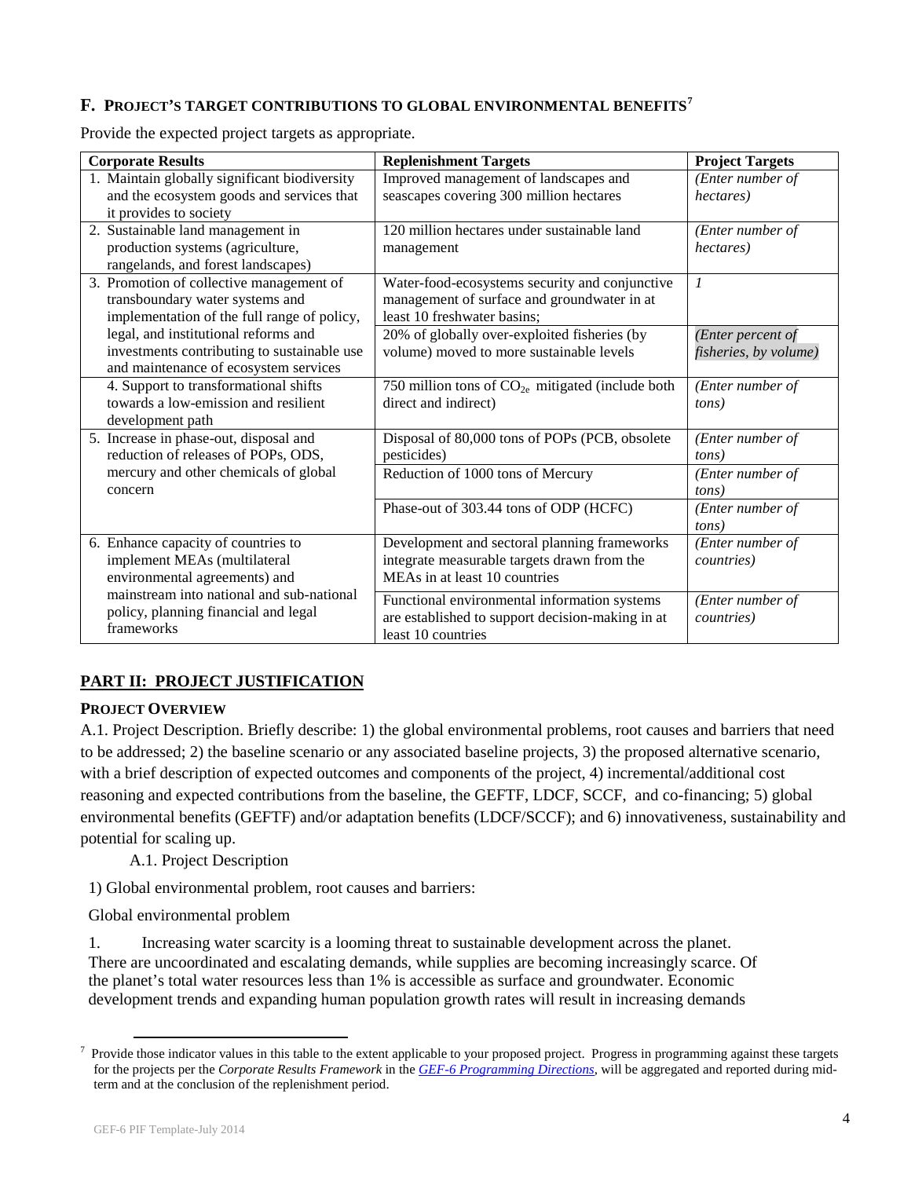### F. PROJECT'S TARGET CONTRIBUTIONS TO GLOBAL ENVIRONMENTAL BENEFITS[7]

Provide the expected project targets as appropriate.

| Corporate Results | Replenishment Targets | Project Targets |
|---|---|---|
| 1. Maintain globally significant biodiversity and the ecosystem goods and services that it provides to society | Improved management of landscapes and seascapes covering 300 million hectares | *(Enter number of hectares)* |
| 2. Sustainable land management in production systems (agriculture, rangelands, and forest landscapes) | 120 million hectares under sustainable land management | *(Enter number of hectares)* |
| 3. Promotion of collective management of transboundary water systems and implementation of the full range of policy, legal, and institutional reforms and investments contributing to sustainable use and maintenance of ecosystem services | Water-food-ecosystems security and conjunctive management of surface and groundwater in at least 10 freshwater basins; | *1* |
| | 20% of globally over-exploited fisheries (by volume) moved to more sustainable levels | *(Enter percent of fisheries, by volume)* |
| 4. Support to transformational shifts towards a low-emission and resilient development path | 750 million tons of $CO_{2e}$ mitigated (include both direct and indirect) | *(Enter number of tons)* |
| 5. Increase in phase-out, disposal and reduction of releases of POPs, ODS, mercury and other chemicals of global concern | Disposal of 80,000 tons of POPs (PCB, obsolete pesticides) | *(Enter number of tons)* |
| | Reduction of 1000 tons of Mercury | *(Enter number of tons)* |
| | Phase-out of 303.44 tons of ODP (HCFC) | *(Enter number of tons)* |
| 6. Enhance capacity of countries to implement MEAs (multilateral environmental agreements) and mainstream into national and sub-national policy, planning financial and legal frameworks | Development and sectoral planning frameworks integrate measurable targets drawn from the MEAs in at least 10 countries | *(Enter number of countries)* |
| | Functional environmental information systems are established to support decision-making in at least 10 countries | *(Enter number of countries)* |

## PART II: PROJECT JUSTIFICATION

### PROJECT OVERVIEW

A.1. Project Description. Briefly describe: 1) the global environmental problems, root causes and barriers that need to be addressed; 2) the baseline scenario or any associated baseline projects, 3) the proposed alternative scenario, with a brief description of expected outcomes and components of the project, 4) incremental/additional cost reasoning and expected contributions from the baseline, the GEFTF, LDCF, SCCF, and co-financing; 5) global environmental benefits (GEFTF) and/or adaptation benefits (LDCF/SCCF); and 6) innovativeness, sustainability and potential for scaling up.

A.1. Project Description

1) Global environmental problem, root causes and barriers:

Global environmental problem

1. Increasing water scarcity is a looming threat to sustainable development across the planet. There are uncoordinated and escalating demands, while supplies are becoming increasingly scarce. Of the planet's total water resources less than 1% is accessible as surface and groundwater. Economic development trends and expanding human population growth rates will result in increasing demands

[7] Provide those indicator values in this table to the extent applicable to your proposed project. Progress in programming against these targets for the projects per the *Corporate Results Framework* in the *GEF-6 Programming Directions*, will be aggregated and reported during mid-term and at the conclusion of the replenishment period.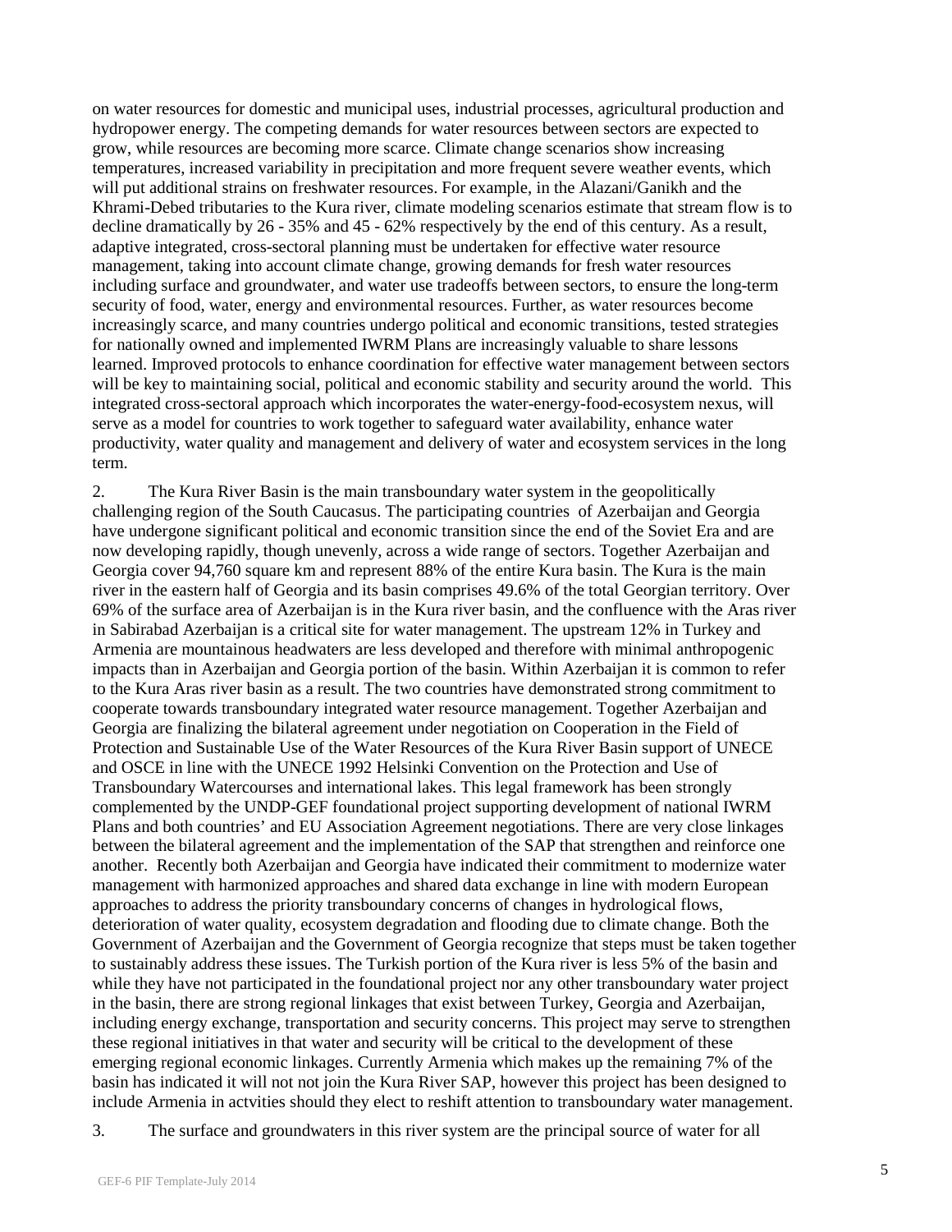on water resources for domestic and municipal uses, industrial processes, agricultural production and hydropower energy. The competing demands for water resources between sectors are expected to grow, while resources are becoming more scarce. Climate change scenarios show increasing temperatures, increased variability in precipitation and more frequent severe weather events, which will put additional strains on freshwater resources. For example, in the Alazani/Ganikh and the Khrami-Debed tributaries to the Kura river, climate modeling scenarios estimate that stream flow is to decline dramatically by 26 - 35% and 45 - 62% respectively by the end of this century. As a result, adaptive integrated, cross-sectoral planning must be undertaken for effective water resource management, taking into account climate change, growing demands for fresh water resources including surface and groundwater, and water use tradeoffs between sectors, to ensure the long-term security of food, water, energy and environmental resources. Further, as water resources become increasingly scarce, and many countries undergo political and economic transitions, tested strategies for nationally owned and implemented IWRM Plans are increasingly valuable to share lessons learned. Improved protocols to enhance coordination for effective water management between sectors will be key to maintaining social, political and economic stability and security around the world. This integrated cross-sectoral approach which incorporates the water-energy-food-ecosystem nexus, will serve as a model for countries to work together to safeguard water availability, enhance water productivity, water quality and management and delivery of water and ecosystem services in the long term.

2. The Kura River Basin is the main transboundary water system in the geopolitically challenging region of the South Caucasus. The participating countries of Azerbaijan and Georgia have undergone significant political and economic transition since the end of the Soviet Era and are now developing rapidly, though unevenly, across a wide range of sectors. Together Azerbaijan and Georgia cover 94,760 square km and represent 88% of the entire Kura basin. The Kura is the main river in the eastern half of Georgia and its basin comprises 49.6% of the total Georgian territory. Over 69% of the surface area of Azerbaijan is in the Kura river basin, and the confluence with the Aras river in Sabirabad Azerbaijan is a critical site for water management. The upstream 12% in Turkey and Armenia are mountainous headwaters are less developed and therefore with minimal anthropogenic impacts than in Azerbaijan and Georgia portion of the basin. Within Azerbaijan it is common to refer to the Kura Aras river basin as a result. The two countries have demonstrated strong commitment to cooperate towards transboundary integrated water resource management. Together Azerbaijan and Georgia are finalizing the bilateral agreement under negotiation on Cooperation in the Field of Protection and Sustainable Use of the Water Resources of the Kura River Basin support of UNECE and OSCE in line with the UNECE 1992 Helsinki Convention on the Protection and Use of Transboundary Watercourses and international lakes. This legal framework has been strongly complemented by the UNDP-GEF foundational project supporting development of national IWRM Plans and both countries' and EU Association Agreement negotiations. There are very close linkages between the bilateral agreement and the implementation of the SAP that strengthen and reinforce one another. Recently both Azerbaijan and Georgia have indicated their commitment to modernize water management with harmonized approaches and shared data exchange in line with modern European approaches to address the priority transboundary concerns of changes in hydrological flows, deterioration of water quality, ecosystem degradation and flooding due to climate change. Both the Government of Azerbaijan and the Government of Georgia recognize that steps must be taken together to sustainably address these issues. The Turkish portion of the Kura river is less 5% of the basin and while they have not participated in the foundational project nor any other transboundary water project in the basin, there are strong regional linkages that exist between Turkey, Georgia and Azerbaijan, including energy exchange, transportation and security concerns. This project may serve to strengthen these regional initiatives in that water and security will be critical to the development of these emerging regional economic linkages. Currently Armenia which makes up the remaining 7% of the basin has indicated it will not not join the Kura River SAP, however this project has been designed to include Armenia in actvities should they elect to reshift attention to transboundary water management.

3. The surface and groundwaters in this river system are the principal source of water for all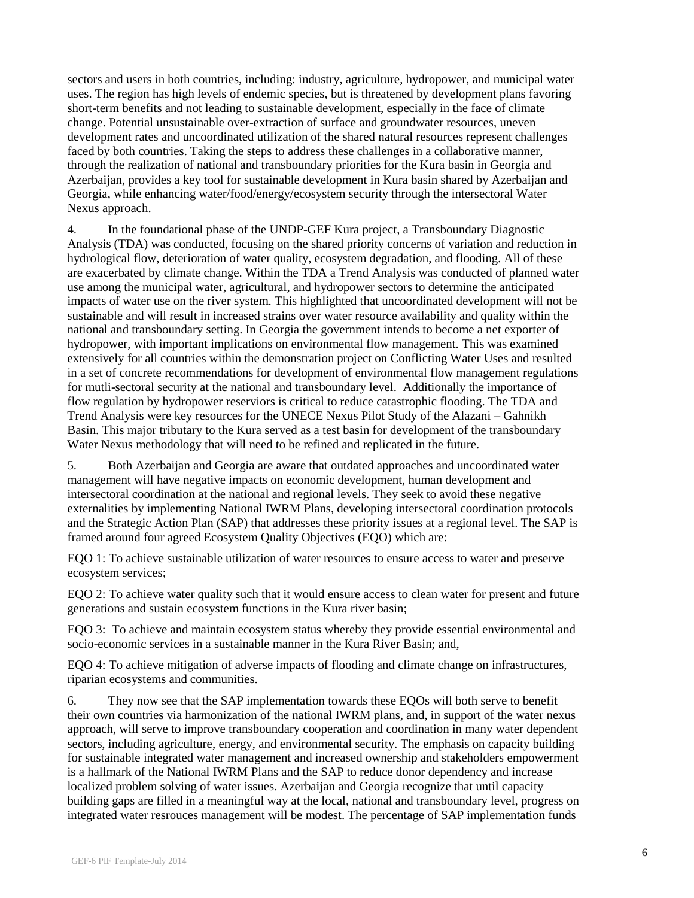sectors and users in both countries, including: industry, agriculture, hydropower, and municipal water uses. The region has high levels of endemic species, but is threatened by development plans favoring short-term benefits and not leading to sustainable development, especially in the face of climate change. Potential unsustainable over-extraction of surface and groundwater resources, uneven development rates and uncoordinated utilization of the shared natural resources represent challenges faced by both countries. Taking the steps to address these challenges in a collaborative manner, through the realization of national and transboundary priorities for the Kura basin in Georgia and Azerbaijan, provides a key tool for sustainable development in Kura basin shared by Azerbaijan and Georgia, while enhancing water/food/energy/ecosystem security through the intersectoral Water Nexus approach.

4. In the foundational phase of the UNDP-GEF Kura project, a Transboundary Diagnostic Analysis (TDA) was conducted, focusing on the shared priority concerns of variation and reduction in hydrological flow, deterioration of water quality, ecosystem degradation, and flooding. All of these are exacerbated by climate change. Within the TDA a Trend Analysis was conducted of planned water use among the municipal water, agricultural, and hydropower sectors to determine the anticipated impacts of water use on the river system. This highlighted that uncoordinated development will not be sustainable and will result in increased strains over water resource availability and quality within the national and transboundary setting. In Georgia the government intends to become a net exporter of hydropower, with important implications on environmental flow management. This was examined extensively for all countries within the demonstration project on Conflicting Water Uses and resulted in a set of concrete recommendations for development of environmental flow management regulations for mutli-sectoral security at the national and transboundary level. Additionally the importance of flow regulation by hydropower reserviors is critical to reduce catastrophic flooding. The TDA and Trend Analysis were key resources for the UNECE Nexus Pilot Study of the Alazani – Gahnikh Basin. This major tributary to the Kura served as a test basin for development of the transboundary Water Nexus methodology that will need to be refined and replicated in the future.

5. Both Azerbaijan and Georgia are aware that outdated approaches and uncoordinated water management will have negative impacts on economic development, human development and intersectoral coordination at the national and regional levels. They seek to avoid these negative externalities by implementing National IWRM Plans, developing intersectoral coordination protocols and the Strategic Action Plan (SAP) that addresses these priority issues at a regional level. The SAP is framed around four agreed Ecosystem Quality Objectives (EQO) which are:

EQO 1: To achieve sustainable utilization of water resources to ensure access to water and preserve ecosystem services;

EQO 2: To achieve water quality such that it would ensure access to clean water for present and future generations and sustain ecosystem functions in the Kura river basin;

EQO 3: To achieve and maintain ecosystem status whereby they provide essential environmental and socio-economic services in a sustainable manner in the Kura River Basin; and,

EQO 4: To achieve mitigation of adverse impacts of flooding and climate change on infrastructures, riparian ecosystems and communities.

6. They now see that the SAP implementation towards these EQOs will both serve to benefit their own countries via harmonization of the national IWRM plans, and, in support of the water nexus approach, will serve to improve transboundary cooperation and coordination in many water dependent sectors, including agriculture, energy, and environmental security. The emphasis on capacity building for sustainable integrated water management and increased ownership and stakeholders empowerment is a hallmark of the National IWRM Plans and the SAP to reduce donor dependency and increase localized problem solving of water issues. Azerbaijan and Georgia recognize that until capacity building gaps are filled in a meaningful way at the local, national and transboundary level, progress on integrated water resrouces management will be modest. The percentage of SAP implementation funds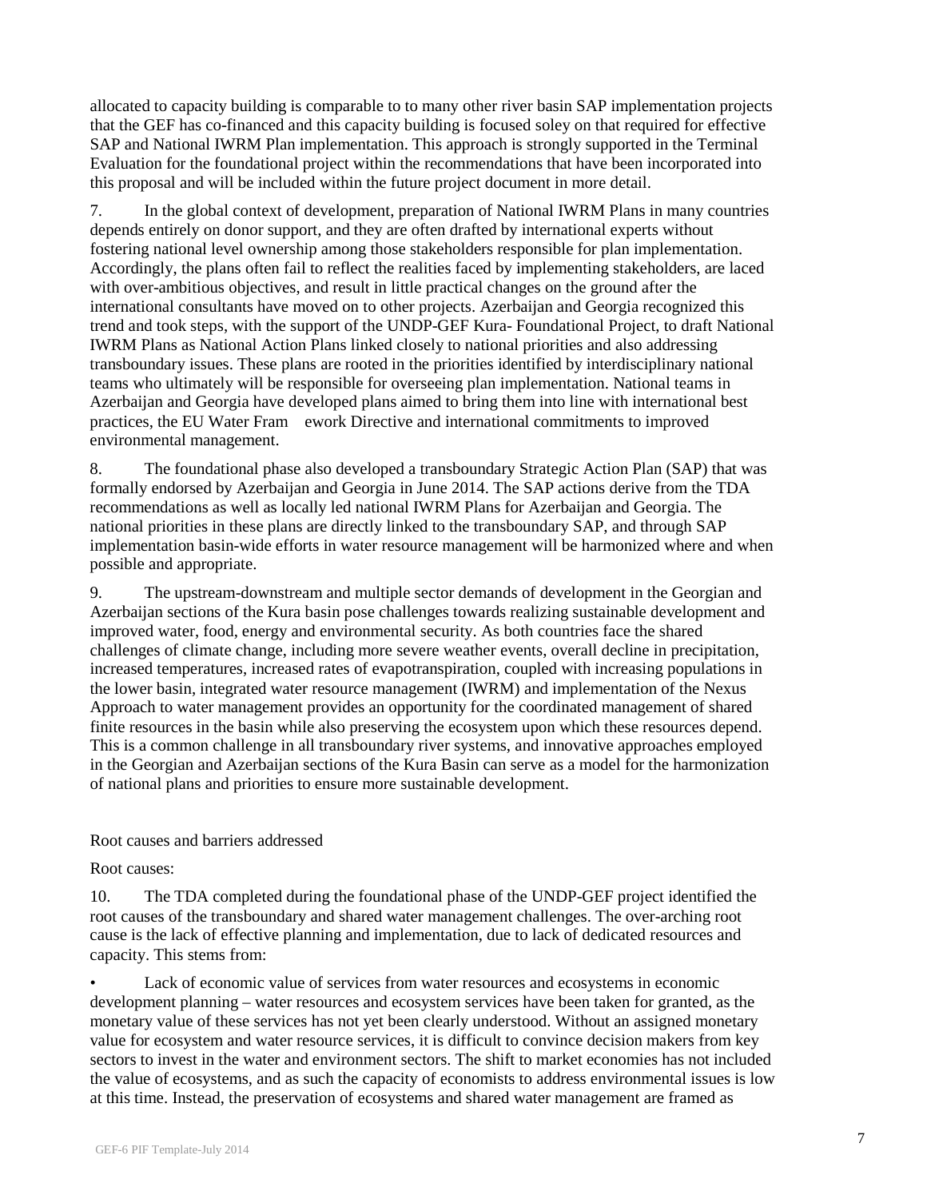allocated to capacity building is comparable to to many other river basin SAP implementation projects that the GEF has co-financed and this capacity building is focused soley on that required for effective SAP and National IWRM Plan implementation. This approach is strongly supported in the Terminal Evaluation for the foundational project within the recommendations that have been incorporated into this proposal and will be included within the future project document in more detail.

7. In the global context of development, preparation of National IWRM Plans in many countries depends entirely on donor support, and they are often drafted by international experts without fostering national level ownership among those stakeholders responsible for plan implementation. Accordingly, the plans often fail to reflect the realities faced by implementing stakeholders, are laced with over-ambitious objectives, and result in little practical changes on the ground after the international consultants have moved on to other projects. Azerbaijan and Georgia recognized this trend and took steps, with the support of the UNDP-GEF Kura- Foundational Project, to draft National IWRM Plans as National Action Plans linked closely to national priorities and also addressing transboundary issues. These plans are rooted in the priorities identified by interdisciplinary national teams who ultimately will be responsible for overseeing plan implementation. National teams in Azerbaijan and Georgia have developed plans aimed to bring them into line with international best practices, the EU Water Fram ework Directive and international commitments to improved environmental management.

8. The foundational phase also developed a transboundary Strategic Action Plan (SAP) that was formally endorsed by Azerbaijan and Georgia in June 2014. The SAP actions derive from the TDA recommendations as well as locally led national IWRM Plans for Azerbaijan and Georgia. The national priorities in these plans are directly linked to the transboundary SAP, and through SAP implementation basin-wide efforts in water resource management will be harmonized where and when possible and appropriate.

9. The upstream-downstream and multiple sector demands of development in the Georgian and Azerbaijan sections of the Kura basin pose challenges towards realizing sustainable development and improved water, food, energy and environmental security. As both countries face the shared challenges of climate change, including more severe weather events, overall decline in precipitation, increased temperatures, increased rates of evapotranspiration, coupled with increasing populations in the lower basin, integrated water resource management (IWRM) and implementation of the Nexus Approach to water management provides an opportunity for the coordinated management of shared finite resources in the basin while also preserving the ecosystem upon which these resources depend. This is a common challenge in all transboundary river systems, and innovative approaches employed in the Georgian and Azerbaijan sections of the Kura Basin can serve as a model for the harmonization of national plans and priorities to ensure more sustainable development.

Root causes and barriers addressed

Root causes:

10. The TDA completed during the foundational phase of the UNDP-GEF project identified the root causes of the transboundary and shared water management challenges. The over-arching root cause is the lack of effective planning and implementation, due to lack of dedicated resources and capacity. This stems from:

- Lack of economic value of services from water resources and ecosystems in economic development planning – water resources and ecosystem services have been taken for granted, as the monetary value of these services has not yet been clearly understood. Without an assigned monetary value for ecosystem and water resource services, it is difficult to convince decision makers from key sectors to invest in the water and environment sectors. The shift to market economies has not included the value of ecosystems, and as such the capacity of economists to address environmental issues is low at this time. Instead, the preservation of ecosystems and shared water management are framed as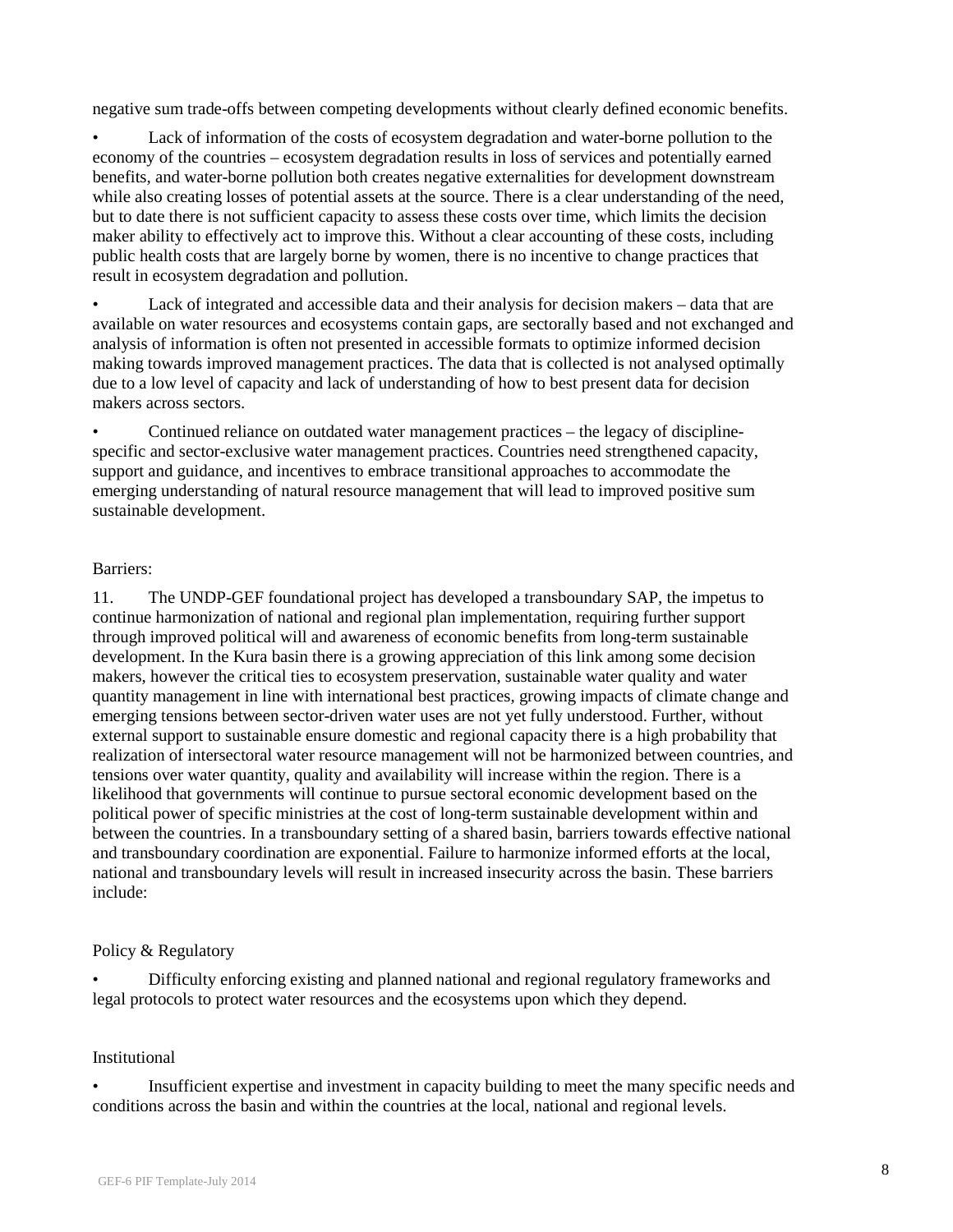negative sum trade-offs between competing developments without clearly defined economic benefits.

- Lack of information of the costs of ecosystem degradation and water-borne pollution to the economy of the countries – ecosystem degradation results in loss of services and potentially earned benefits, and water-borne pollution both creates negative externalities for development downstream while also creating losses of potential assets at the source. There is a clear understanding of the need, but to date there is not sufficient capacity to assess these costs over time, which limits the decision maker ability to effectively act to improve this. Without a clear accounting of these costs, including public health costs that are largely borne by women, there is no incentive to change practices that result in ecosystem degradation and pollution.

- Lack of integrated and accessible data and their analysis for decision makers – data that are available on water resources and ecosystems contain gaps, are sectorally based and not exchanged and analysis of information is often not presented in accessible formats to optimize informed decision making towards improved management practices. The data that is collected is not analysed optimally due to a low level of capacity and lack of understanding of how to best present data for decision makers across sectors.

- Continued reliance on outdated water management practices – the legacy of discipline-specific and sector-exclusive water management practices. Countries need strengthened capacity, support and guidance, and incentives to embrace transitional approaches to accommodate the emerging understanding of natural resource management that will lead to improved positive sum sustainable development.

Barriers:

11. The UNDP-GEF foundational project has developed a transboundary SAP, the impetus to continue harmonization of national and regional plan implementation, requiring further support through improved political will and awareness of economic benefits from long-term sustainable development. In the Kura basin there is a growing appreciation of this link among some decision makers, however the critical ties to ecosystem preservation, sustainable water quality and water quantity management in line with international best practices, growing impacts of climate change and emerging tensions between sector-driven water uses are not yet fully understood. Further, without external support to sustainable ensure domestic and regional capacity there is a high probability that realization of intersectoral water resource management will not be harmonized between countries, and tensions over water quantity, quality and availability will increase within the region. There is a likelihood that governments will continue to pursue sectoral economic development based on the political power of specific ministries at the cost of long-term sustainable development within and between the countries. In a transboundary setting of a shared basin, barriers towards effective national and transboundary coordination are exponential. Failure to harmonize informed efforts at the local, national and transboundary levels will result in increased insecurity across the basin. These barriers include:

Policy & Regulatory

- Difficulty enforcing existing and planned national and regional regulatory frameworks and legal protocols to protect water resources and the ecosystems upon which they depend.

Institutional

- Insufficient expertise and investment in capacity building to meet the many specific needs and conditions across the basin and within the countries at the local, national and regional levels.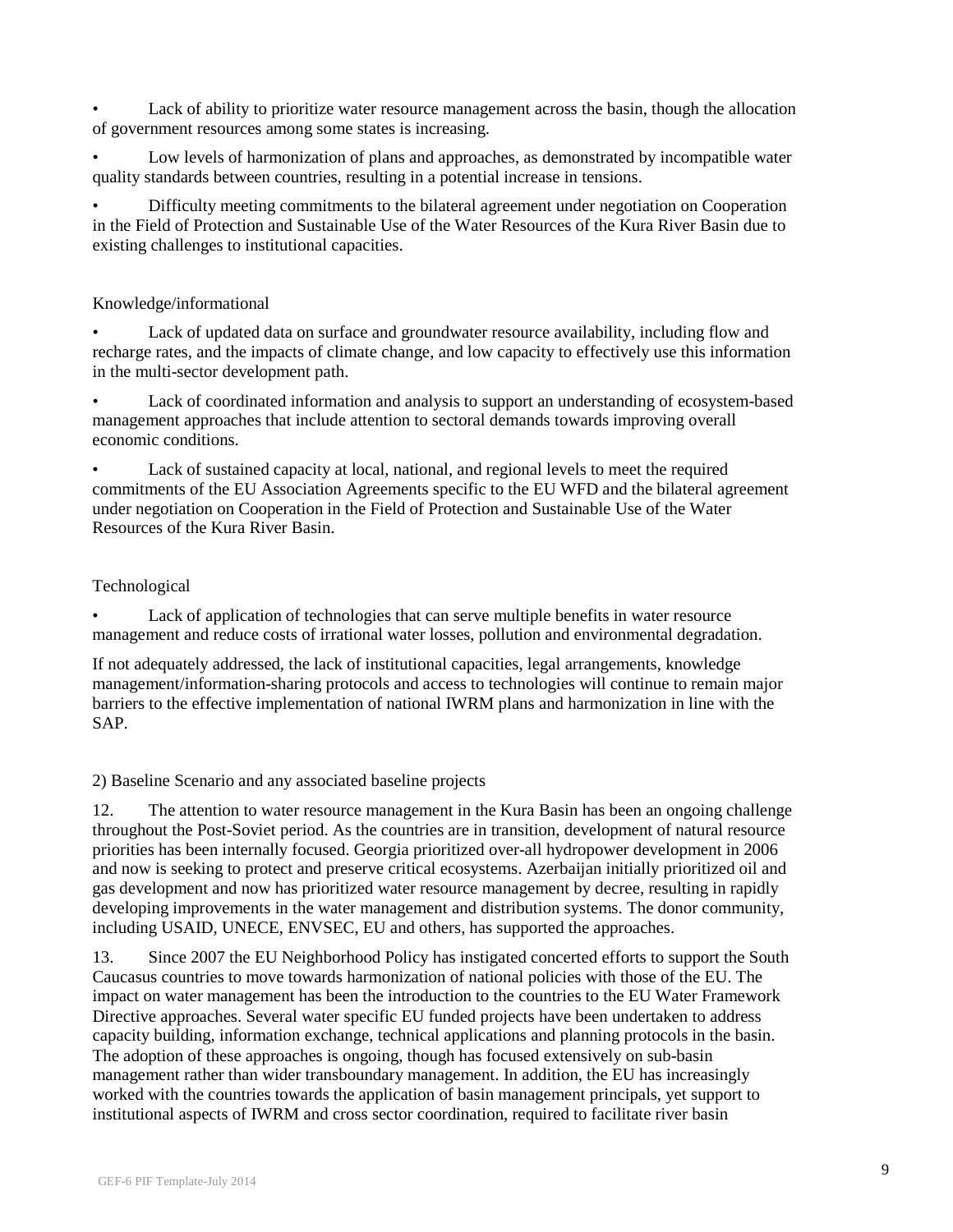- Lack of ability to prioritize water resource management across the basin, though the allocation of government resources among some states is increasing.
- Low levels of harmonization of plans and approaches, as demonstrated by incompatible water quality standards between countries, resulting in a potential increase in tensions.
- Difficulty meeting commitments to the bilateral agreement under negotiation on Cooperation in the Field of Protection and Sustainable Use of the Water Resources of the Kura River Basin due to existing challenges to institutional capacities.

Knowledge/informational

- Lack of updated data on surface and groundwater resource availability, including flow and recharge rates, and the impacts of climate change, and low capacity to effectively use this information in the multi-sector development path.
- Lack of coordinated information and analysis to support an understanding of ecosystem-based management approaches that include attention to sectoral demands towards improving overall economic conditions.
- Lack of sustained capacity at local, national, and regional levels to meet the required commitments of the EU Association Agreements specific to the EU WFD and the bilateral agreement under negotiation on Cooperation in the Field of Protection and Sustainable Use of the Water Resources of the Kura River Basin.

Technological

- Lack of application of technologies that can serve multiple benefits in water resource management and reduce costs of irrational water losses, pollution and environmental degradation.

If not adequately addressed, the lack of institutional capacities, legal arrangements, knowledge management/information-sharing protocols and access to technologies will continue to remain major barriers to the effective implementation of national IWRM plans and harmonization in line with the SAP.

2) Baseline Scenario and any associated baseline projects

12. The attention to water resource management in the Kura Basin has been an ongoing challenge throughout the Post-Soviet period. As the countries are in transition, development of natural resource priorities has been internally focused. Georgia prioritized over-all hydropower development in 2006 and now is seeking to protect and preserve critical ecosystems. Azerbaijan initially prioritized oil and gas development and now has prioritized water resource management by decree, resulting in rapidly developing improvements in the water management and distribution systems. The donor community, including USAID, UNECE, ENVSEC, EU and others, has supported the approaches.

13. Since 2007 the EU Neighborhood Policy has instigated concerted efforts to support the South Caucasus countries to move towards harmonization of national policies with those of the EU. The impact on water management has been the introduction to the countries to the EU Water Framework Directive approaches. Several water specific EU funded projects have been undertaken to address capacity building, information exchange, technical applications and planning protocols in the basin. The adoption of these approaches is ongoing, though has focused extensively on sub-basin management rather than wider transboundary management. In addition, the EU has increasingly worked with the countries towards the application of basin management principals, yet support to institutional aspects of IWRM and cross sector coordination, required to facilitate river basin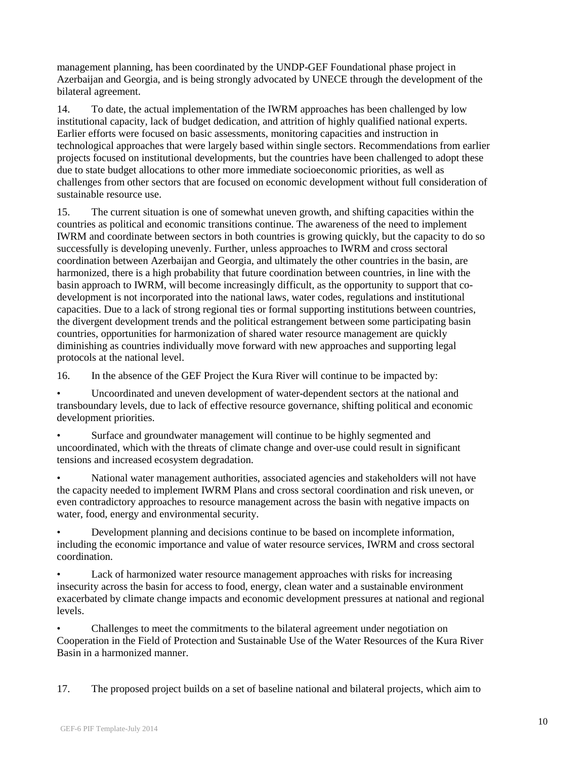management planning, has been coordinated by the UNDP-GEF Foundational phase project in Azerbaijan and Georgia, and is being strongly advocated by UNECE through the development of the bilateral agreement.

14. To date, the actual implementation of the IWRM approaches has been challenged by low institutional capacity, lack of budget dedication, and attrition of highly qualified national experts. Earlier efforts were focused on basic assessments, monitoring capacities and instruction in technological approaches that were largely based within single sectors. Recommendations from earlier projects focused on institutional developments, but the countries have been challenged to adopt these due to state budget allocations to other more immediate socioeconomic priorities, as well as challenges from other sectors that are focused on economic development without full consideration of sustainable resource use.

15. The current situation is one of somewhat uneven growth, and shifting capacities within the countries as political and economic transitions continue. The awareness of the need to implement IWRM and coordinate between sectors in both countries is growing quickly, but the capacity to do so successfully is developing unevenly. Further, unless approaches to IWRM and cross sectoral coordination between Azerbaijan and Georgia, and ultimately the other countries in the basin, are harmonized, there is a high probability that future coordination between countries, in line with the basin approach to IWRM, will become increasingly difficult, as the opportunity to support that co-development is not incorporated into the national laws, water codes, regulations and institutional capacities. Due to a lack of strong regional ties or formal supporting institutions between countries, the divergent development trends and the political estrangement between some participating basin countries, opportunities for harmonization of shared water resource management are quickly diminishing as countries individually move forward with new approaches and supporting legal protocols at the national level.

16. In the absence of the GEF Project the Kura River will continue to be impacted by:

- Uncoordinated and uneven development of water-dependent sectors at the national and transboundary levels, due to lack of effective resource governance, shifting political and economic development priorities.
- Surface and groundwater management will continue to be highly segmented and uncoordinated, which with the threats of climate change and over-use could result in significant tensions and increased ecosystem degradation.
- National water management authorities, associated agencies and stakeholders will not have the capacity needed to implement IWRM Plans and cross sectoral coordination and risk uneven, or even contradictory approaches to resource management across the basin with negative impacts on water, food, energy and environmental security.
- Development planning and decisions continue to be based on incomplete information, including the economic importance and value of water resource services, IWRM and cross sectoral coordination.
- Lack of harmonized water resource management approaches with risks for increasing insecurity across the basin for access to food, energy, clean water and a sustainable environment exacerbated by climate change impacts and economic development pressures at national and regional levels.
- Challenges to meet the commitments to the bilateral agreement under negotiation on Cooperation in the Field of Protection and Sustainable Use of the Water Resources of the Kura River Basin in a harmonized manner.

17. The proposed project builds on a set of baseline national and bilateral projects, which aim to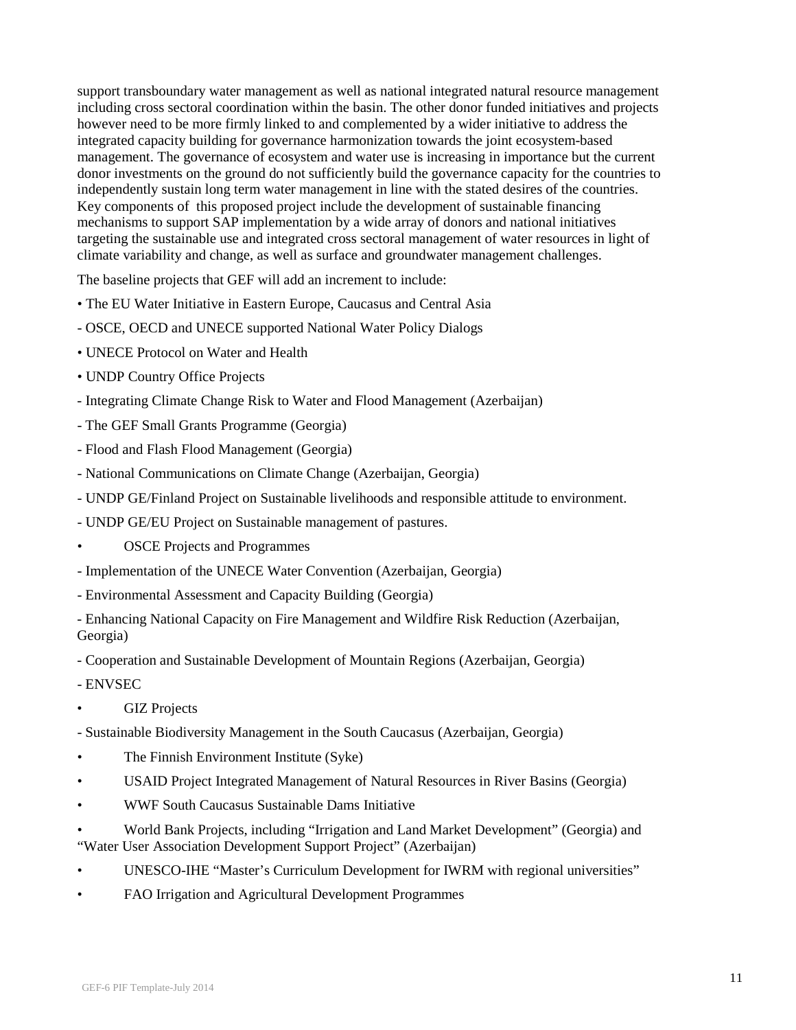support transboundary water management as well as national integrated natural resource management including cross sectoral coordination within the basin. The other donor funded initiatives and projects however need to be more firmly linked to and complemented by a wider initiative to address the integrated capacity building for governance harmonization towards the joint ecosystem-based management. The governance of ecosystem and water use is increasing in importance but the current donor investments on the ground do not sufficiently build the governance capacity for the countries to independently sustain long term water management in line with the stated desires of the countries. Key components of this proposed project include the development of sustainable financing mechanisms to support SAP implementation by a wide array of donors and national initiatives targeting the sustainable use and integrated cross sectoral management of water resources in light of climate variability and change, as well as surface and groundwater management challenges.

The baseline projects that GEF will add an increment to include:

• The EU Water Initiative in Eastern Europe, Caucasus and Central Asia

- OSCE, OECD and UNECE supported National Water Policy Dialogs

• UNECE Protocol on Water and Health

• UNDP Country Office Projects

- Integrating Climate Change Risk to Water and Flood Management (Azerbaijan)

- The GEF Small Grants Programme (Georgia)

- Flood and Flash Flood Management (Georgia)

- National Communications on Climate Change (Azerbaijan, Georgia)

- UNDP GE/Finland Project on Sustainable livelihoods and responsible attitude to environment.

- UNDP GE/EU Project on Sustainable management of pastures.

• OSCE Projects and Programmes

- Implementation of the UNECE Water Convention (Azerbaijan, Georgia)

- Environmental Assessment and Capacity Building (Georgia)

- Enhancing National Capacity on Fire Management and Wildfire Risk Reduction (Azerbaijan, Georgia)

- Cooperation and Sustainable Development of Mountain Regions (Azerbaijan, Georgia)

- ENVSEC

• GIZ Projects

- Sustainable Biodiversity Management in the South Caucasus (Azerbaijan, Georgia)

• The Finnish Environment Institute (Syke)

• USAID Project Integrated Management of Natural Resources in River Basins (Georgia)

• WWF South Caucasus Sustainable Dams Initiative

• World Bank Projects, including "Irrigation and Land Market Development" (Georgia) and "Water User Association Development Support Project" (Azerbaijan)

• UNESCO-IHE "Master's Curriculum Development for IWRM with regional universities"

• FAO Irrigation and Agricultural Development Programmes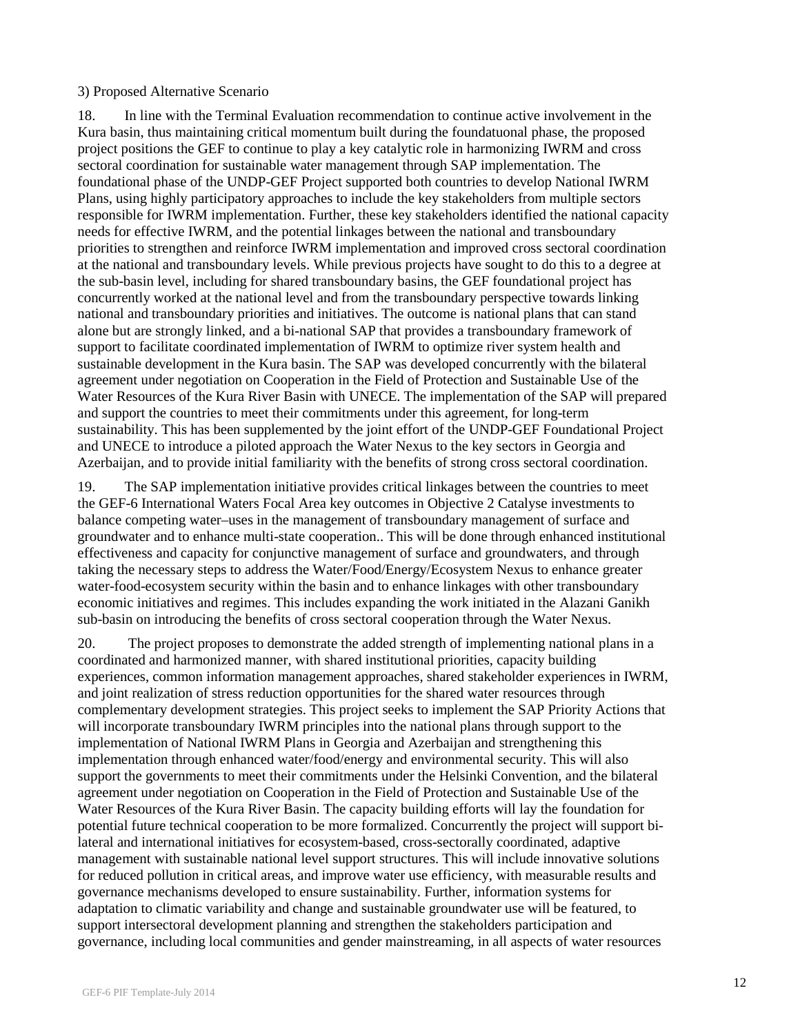3) Proposed Alternative Scenario

18. In line with the Terminal Evaluation recommendation to continue active involvement in the Kura basin, thus maintaining critical momentum built during the foundatuonal phase, the proposed project positions the GEF to continue to play a key catalytic role in harmonizing IWRM and cross sectoral coordination for sustainable water management through SAP implementation. The foundational phase of the UNDP-GEF Project supported both countries to develop National IWRM Plans, using highly participatory approaches to include the key stakeholders from multiple sectors responsible for IWRM implementation. Further, these key stakeholders identified the national capacity needs for effective IWRM, and the potential linkages between the national and transboundary priorities to strengthen and reinforce IWRM implementation and improved cross sectoral coordination at the national and transboundary levels. While previous projects have sought to do this to a degree at the sub-basin level, including for shared transboundary basins, the GEF foundational project has concurrently worked at the national level and from the transboundary perspective towards linking national and transboundary priorities and initiatives. The outcome is national plans that can stand alone but are strongly linked, and a bi-national SAP that provides a transboundary framework of support to facilitate coordinated implementation of IWRM to optimize river system health and sustainable development in the Kura basin. The SAP was developed concurrently with the bilateral agreement under negotiation on Cooperation in the Field of Protection and Sustainable Use of the Water Resources of the Kura River Basin with UNECE. The implementation of the SAP will prepared and support the countries to meet their commitments under this agreement, for long-term sustainability. This has been supplemented by the joint effort of the UNDP-GEF Foundational Project and UNECE to introduce a piloted approach the Water Nexus to the key sectors in Georgia and Azerbaijan, and to provide initial familiarity with the benefits of strong cross sectoral coordination.

19. The SAP implementation initiative provides critical linkages between the countries to meet the GEF-6 International Waters Focal Area key outcomes in Objective 2 Catalyse investments to balance competing water–uses in the management of transboundary management of surface and groundwater and to enhance multi-state cooperation.. This will be done through enhanced institutional effectiveness and capacity for conjunctive management of surface and groundwaters, and through taking the necessary steps to address the Water/Food/Energy/Ecosystem Nexus to enhance greater water-food-ecosystem security within the basin and to enhance linkages with other transboundary economic initiatives and regimes. This includes expanding the work initiated in the Alazani Ganikh sub-basin on introducing the benefits of cross sectoral cooperation through the Water Nexus.

20. The project proposes to demonstrate the added strength of implementing national plans in a coordinated and harmonized manner, with shared institutional priorities, capacity building experiences, common information management approaches, shared stakeholder experiences in IWRM, and joint realization of stress reduction opportunities for the shared water resources through complementary development strategies. This project seeks to implement the SAP Priority Actions that will incorporate transboundary IWRM principles into the national plans through support to the implementation of National IWRM Plans in Georgia and Azerbaijan and strengthening this implementation through enhanced water/food/energy and environmental security. This will also support the governments to meet their commitments under the Helsinki Convention, and the bilateral agreement under negotiation on Cooperation in the Field of Protection and Sustainable Use of the Water Resources of the Kura River Basin. The capacity building efforts will lay the foundation for potential future technical cooperation to be more formalized. Concurrently the project will support bi-lateral and international initiatives for ecosystem-based, cross-sectorally coordinated, adaptive management with sustainable national level support structures. This will include innovative solutions for reduced pollution in critical areas, and improve water use efficiency, with measurable results and governance mechanisms developed to ensure sustainability. Further, information systems for adaptation to climatic variability and change and sustainable groundwater use will be featured, to support intersectoral development planning and strengthen the stakeholders participation and governance, including local communities and gender mainstreaming, in all aspects of water resources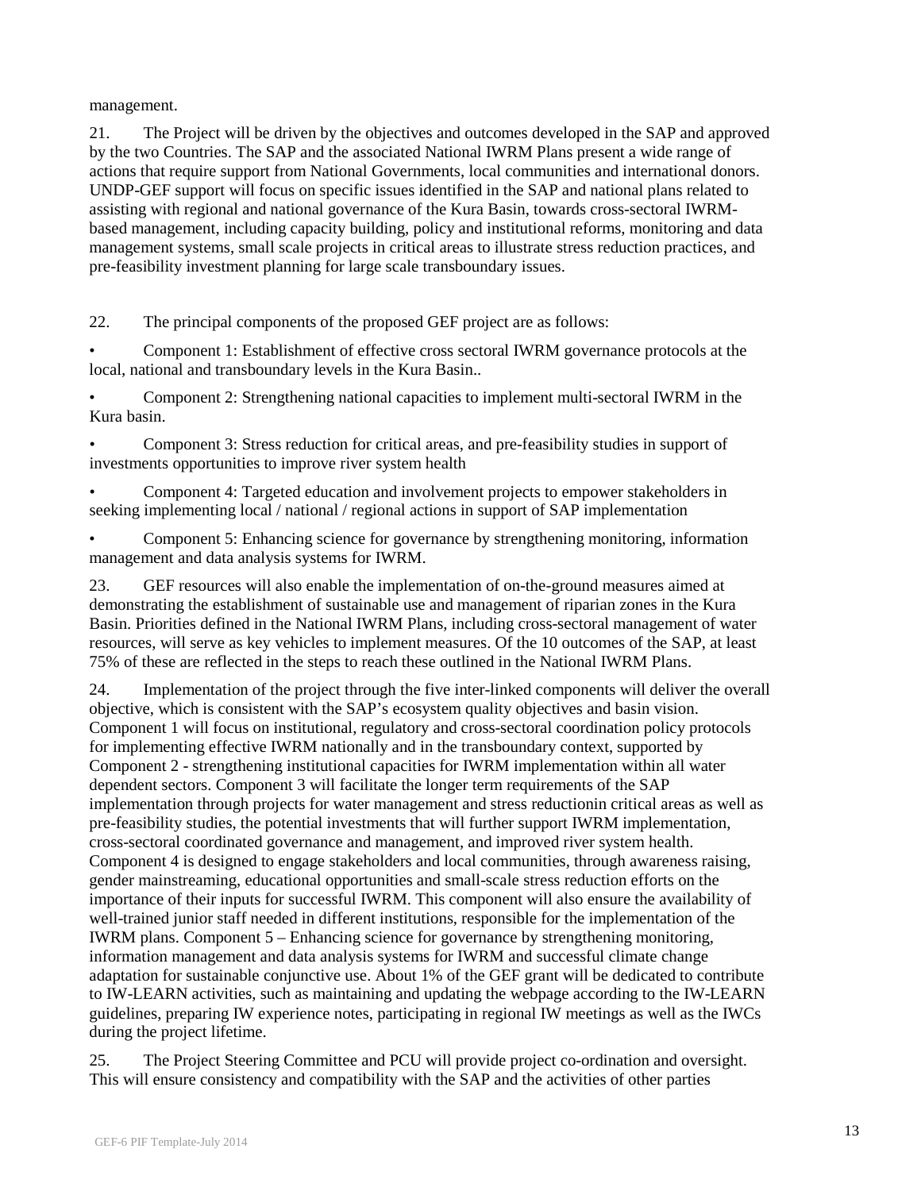management.

21. The Project will be driven by the objectives and outcomes developed in the SAP and approved by the two Countries. The SAP and the associated National IWRM Plans present a wide range of actions that require support from National Governments, local communities and international donors. UNDP-GEF support will focus on specific issues identified in the SAP and national plans related to assisting with regional and national governance of the Kura Basin, towards cross-sectoral IWRM-based management, including capacity building, policy and institutional reforms, monitoring and data management systems, small scale projects in critical areas to illustrate stress reduction practices, and pre-feasibility investment planning for large scale transboundary issues.

22. The principal components of the proposed GEF project are as follows:

- Component 1: Establishment of effective cross sectoral IWRM governance protocols at the local, national and transboundary levels in the Kura Basin..
- Component 2: Strengthening national capacities to implement multi-sectoral IWRM in the Kura basin.
- Component 3: Stress reduction for critical areas, and pre-feasibility studies in support of investments opportunities to improve river system health
- Component 4: Targeted education and involvement projects to empower stakeholders in seeking implementing local / national / regional actions in support of SAP implementation
- Component 5: Enhancing science for governance by strengthening monitoring, information management and data analysis systems for IWRM.

23. GEF resources will also enable the implementation of on-the-ground measures aimed at demonstrating the establishment of sustainable use and management of riparian zones in the Kura Basin. Priorities defined in the National IWRM Plans, including cross-sectoral management of water resources, will serve as key vehicles to implement measures. Of the 10 outcomes of the SAP, at least 75% of these are reflected in the steps to reach these outlined in the National IWRM Plans.

24. Implementation of the project through the five inter-linked components will deliver the overall objective, which is consistent with the SAP's ecosystem quality objectives and basin vision. Component 1 will focus on institutional, regulatory and cross-sectoral coordination policy protocols for implementing effective IWRM nationally and in the transboundary context, supported by Component 2 - strengthening institutional capacities for IWRM implementation within all water dependent sectors. Component 3 will facilitate the longer term requirements of the SAP implementation through projects for water management and stress reductionin critical areas as well as pre-feasibility studies, the potential investments that will further support IWRM implementation, cross-sectoral coordinated governance and management, and improved river system health. Component 4 is designed to engage stakeholders and local communities, through awareness raising, gender mainstreaming, educational opportunities and small-scale stress reduction efforts on the importance of their inputs for successful IWRM. This component will also ensure the availability of well-trained junior staff needed in different institutions, responsible for the implementation of the IWRM plans. Component 5 – Enhancing science for governance by strengthening monitoring, information management and data analysis systems for IWRM and successful climate change adaptation for sustainable conjunctive use. About 1% of the GEF grant will be dedicated to contribute to IW-LEARN activities, such as maintaining and updating the webpage according to the IW-LEARN guidelines, preparing IW experience notes, participating in regional IW meetings as well as the IWCs during the project lifetime.

25. The Project Steering Committee and PCU will provide project co-ordination and oversight. This will ensure consistency and compatibility with the SAP and the activities of other parties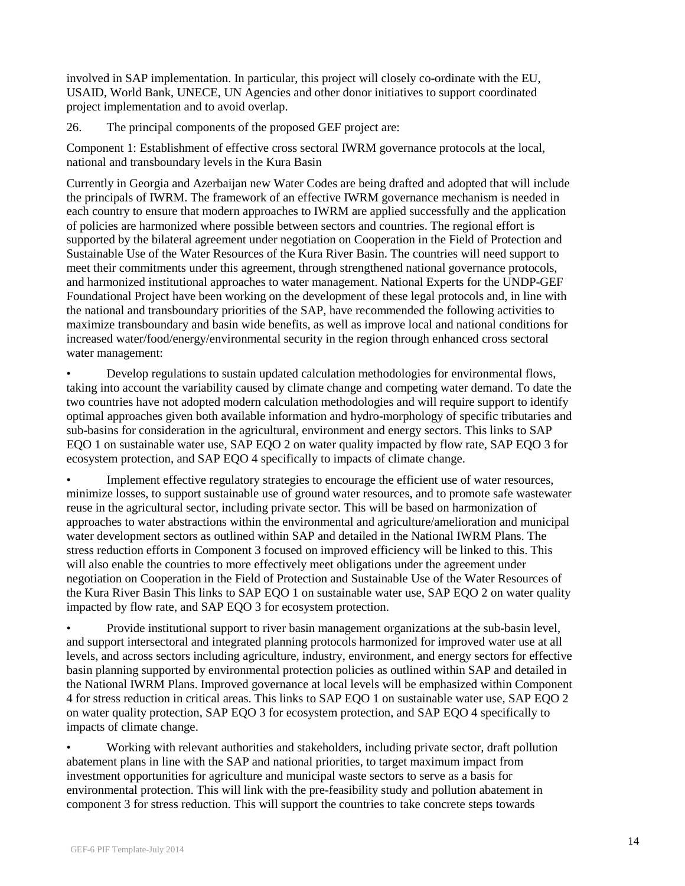involved in SAP implementation. In particular, this project will closely co-ordinate with the EU, USAID, World Bank, UNECE, UN Agencies and other donor initiatives to support coordinated project implementation and to avoid overlap.

26. The principal components of the proposed GEF project are:

Component 1: Establishment of effective cross sectoral IWRM governance protocols at the local, national and transboundary levels in the Kura Basin

Currently in Georgia and Azerbaijan new Water Codes are being drafted and adopted that will include the principals of IWRM. The framework of an effective IWRM governance mechanism is needed in each country to ensure that modern approaches to IWRM are applied successfully and the application of policies are harmonized where possible between sectors and countries. The regional effort is supported by the bilateral agreement under negotiation on Cooperation in the Field of Protection and Sustainable Use of the Water Resources of the Kura River Basin. The countries will need support to meet their commitments under this agreement, through strengthened national governance protocols, and harmonized institutional approaches to water management. National Experts for the UNDP-GEF Foundational Project have been working on the development of these legal protocols and, in line with the national and transboundary priorities of the SAP, have recommended the following activities to maximize transboundary and basin wide benefits, as well as improve local and national conditions for increased water/food/energy/environmental security in the region through enhanced cross sectoral water management:

- Develop regulations to sustain updated calculation methodologies for environmental flows, taking into account the variability caused by climate change and competing water demand. To date the two countries have not adopted modern calculation methodologies and will require support to identify optimal approaches given both available information and hydro-morphology of specific tributaries and sub-basins for consideration in the agricultural, environment and energy sectors. This links to SAP EQO 1 on sustainable water use, SAP EQO 2 on water quality impacted by flow rate, SAP EQO 3 for ecosystem protection, and SAP EQO 4 specifically to impacts of climate change.

- Implement effective regulatory strategies to encourage the efficient use of water resources, minimize losses, to support sustainable use of ground water resources, and to promote safe wastewater reuse in the agricultural sector, including private sector. This will be based on harmonization of approaches to water abstractions within the environmental and agriculture/amelioration and municipal water development sectors as outlined within SAP and detailed in the National IWRM Plans. The stress reduction efforts in Component 3 focused on improved efficiency will be linked to this. This will also enable the countries to more effectively meet obligations under the agreement under negotiation on Cooperation in the Field of Protection and Sustainable Use of the Water Resources of the Kura River Basin This links to SAP EQO 1 on sustainable water use, SAP EQO 2 on water quality impacted by flow rate, and SAP EQO 3 for ecosystem protection.

- Provide institutional support to river basin management organizations at the sub-basin level, and support intersectoral and integrated planning protocols harmonized for improved water use at all levels, and across sectors including agriculture, industry, environment, and energy sectors for effective basin planning supported by environmental protection policies as outlined within SAP and detailed in the National IWRM Plans. Improved governance at local levels will be emphasized within Component 4 for stress reduction in critical areas. This links to SAP EQO 1 on sustainable water use, SAP EQO 2 on water quality protection, SAP EQO 3 for ecosystem protection, and SAP EQO 4 specifically to impacts of climate change.

- Working with relevant authorities and stakeholders, including private sector, draft pollution abatement plans in line with the SAP and national priorities, to target maximum impact from investment opportunities for agriculture and municipal waste sectors to serve as a basis for environmental protection. This will link with the pre-feasibility study and pollution abatement in component 3 for stress reduction. This will support the countries to take concrete steps towards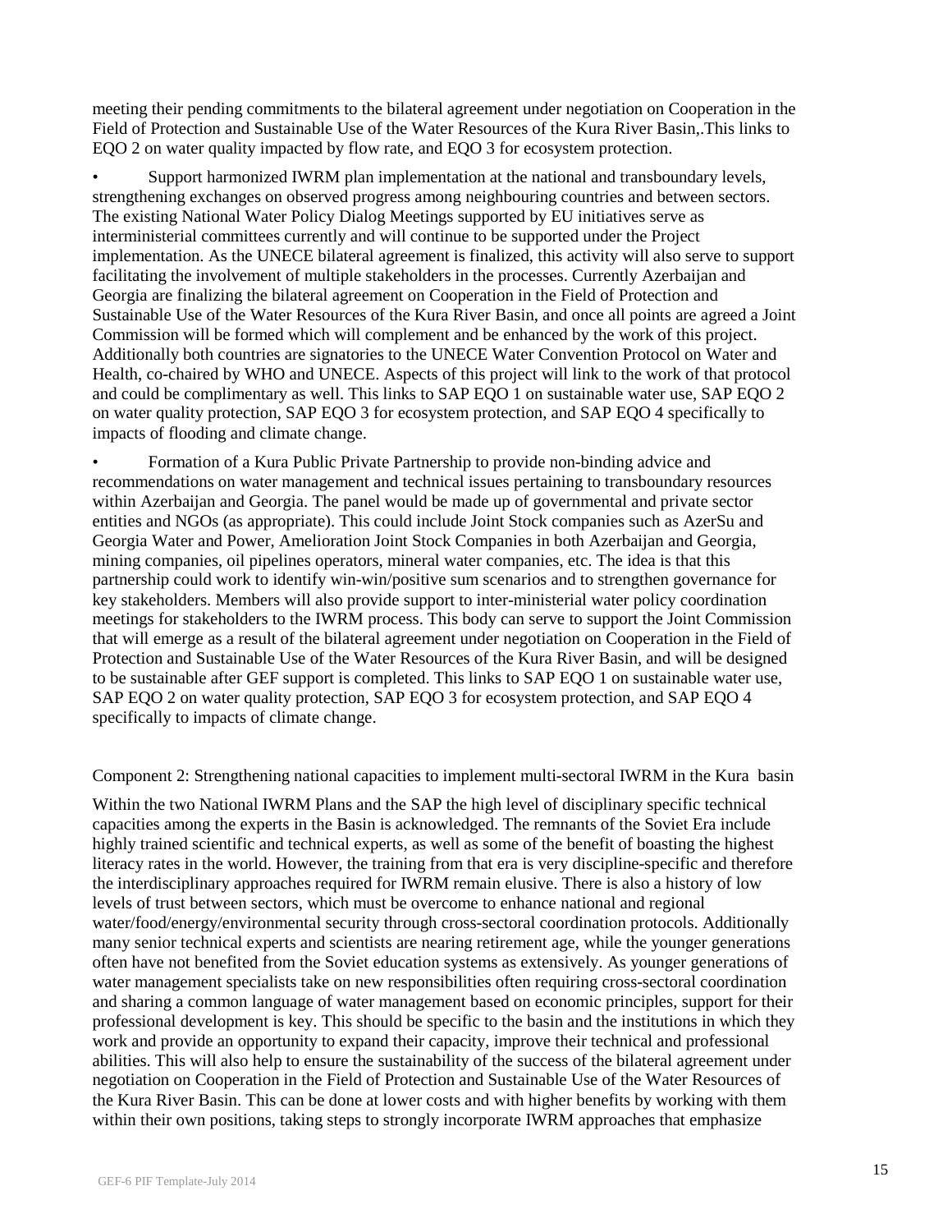meeting their pending commitments to the bilateral agreement under negotiation on Cooperation in the Field of Protection and Sustainable Use of the Water Resources of the Kura River Basin,.This links to EQO 2 on water quality impacted by flow rate, and EQO 3 for ecosystem protection.

- Support harmonized IWRM plan implementation at the national and transboundary levels, strengthening exchanges on observed progress among neighbouring countries and between sectors. The existing National Water Policy Dialog Meetings supported by EU initiatives serve as interministerial committees currently and will continue to be supported under the Project implementation. As the UNECE bilateral agreement is finalized, this activity will also serve to support facilitating the involvement of multiple stakeholders in the processes. Currently Azerbaijan and Georgia are finalizing the bilateral agreement on Cooperation in the Field of Protection and Sustainable Use of the Water Resources of the Kura River Basin, and once all points are agreed a Joint Commission will be formed which will complement and be enhanced by the work of this project. Additionally both countries are signatories to the UNECE Water Convention Protocol on Water and Health, co-chaired by WHO and UNECE. Aspects of this project will link to the work of that protocol and could be complimentary as well. This links to SAP EQO 1 on sustainable water use, SAP EQO 2 on water quality protection, SAP EQO 3 for ecosystem protection, and SAP EQO 4 specifically to impacts of flooding and climate change.

- Formation of a Kura Public Private Partnership to provide non-binding advice and recommendations on water management and technical issues pertaining to transboundary resources within Azerbaijan and Georgia. The panel would be made up of governmental and private sector entities and NGOs (as appropriate). This could include Joint Stock companies such as AzerSu and Georgia Water and Power, Amelioration Joint Stock Companies in both Azerbaijan and Georgia, mining companies, oil pipelines operators, mineral water companies, etc. The idea is that this partnership could work to identify win-win/positive sum scenarios and to strengthen governance for key stakeholders. Members will also provide support to inter-ministerial water policy coordination meetings for stakeholders to the IWRM process. This body can serve to support the Joint Commission that will emerge as a result of the bilateral agreement under negotiation on Cooperation in the Field of Protection and Sustainable Use of the Water Resources of the Kura River Basin, and will be designed to be sustainable after GEF support is completed. This links to SAP EQO 1 on sustainable water use, SAP EQO 2 on water quality protection, SAP EQO 3 for ecosystem protection, and SAP EQO 4 specifically to impacts of climate change.

Component 2: Strengthening national capacities to implement multi-sectoral IWRM in the Kura basin

Within the two National IWRM Plans and the SAP the high level of disciplinary specific technical capacities among the experts in the Basin is acknowledged. The remnants of the Soviet Era include highly trained scientific and technical experts, as well as some of the benefit of boasting the highest literacy rates in the world. However, the training from that era is very discipline-specific and therefore the interdisciplinary approaches required for IWRM remain elusive. There is also a history of low levels of trust between sectors, which must be overcome to enhance national and regional water/food/energy/environmental security through cross-sectoral coordination protocols. Additionally many senior technical experts and scientists are nearing retirement age, while the younger generations often have not benefited from the Soviet education systems as extensively. As younger generations of water management specialists take on new responsibilities often requiring cross-sectoral coordination and sharing a common language of water management based on economic principles, support for their professional development is key. This should be specific to the basin and the institutions in which they work and provide an opportunity to expand their capacity, improve their technical and professional abilities. This will also help to ensure the sustainability of the success of the bilateral agreement under negotiation on Cooperation in the Field of Protection and Sustainable Use of the Water Resources of the Kura River Basin. This can be done at lower costs and with higher benefits by working with them within their own positions, taking steps to strongly incorporate IWRM approaches that emphasize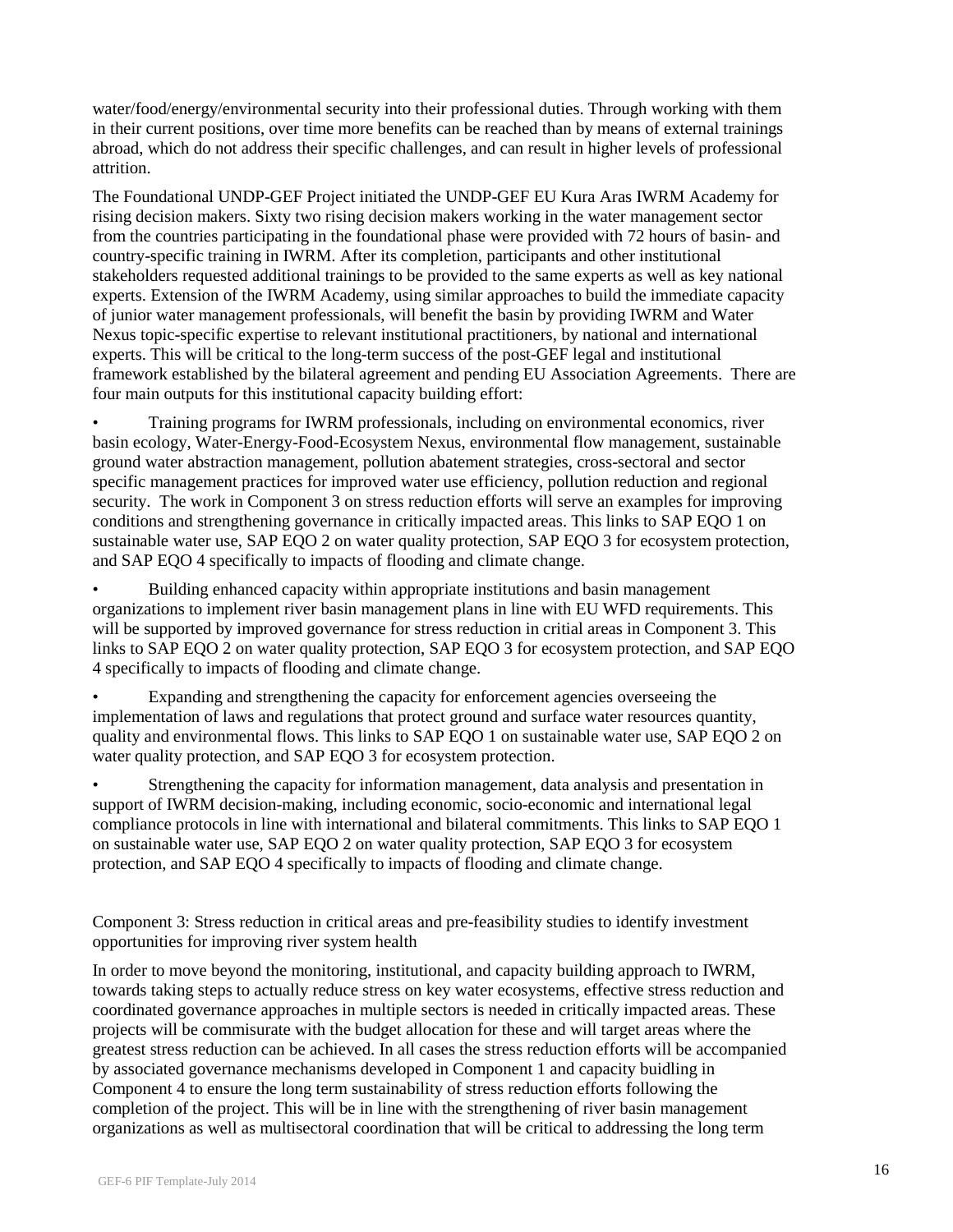water/food/energy/environmental security into their professional duties. Through working with them in their current positions, over time more benefits can be reached than by means of external trainings abroad, which do not address their specific challenges, and can result in higher levels of professional attrition.

The Foundational UNDP-GEF Project initiated the UNDP-GEF EU Kura Aras IWRM Academy for rising decision makers. Sixty two rising decision makers working in the water management sector from the countries participating in the foundational phase were provided with 72 hours of basin- and country-specific training in IWRM. After its completion, participants and other institutional stakeholders requested additional trainings to be provided to the same experts as well as key national experts. Extension of the IWRM Academy, using similar approaches to build the immediate capacity of junior water management professionals, will benefit the basin by providing IWRM and Water Nexus topic-specific expertise to relevant institutional practitioners, by national and international experts. This will be critical to the long-term success of the post-GEF legal and institutional framework established by the bilateral agreement and pending EU Association Agreements. There are four main outputs for this institutional capacity building effort:

- Training programs for IWRM professionals, including on environmental economics, river basin ecology, Water-Energy-Food-Ecosystem Nexus, environmental flow management, sustainable ground water abstraction management, pollution abatement strategies, cross-sectoral and sector specific management practices for improved water use efficiency, pollution reduction and regional security. The work in Component 3 on stress reduction efforts will serve an examples for improving conditions and strengthening governance in critically impacted areas. This links to SAP EQO 1 on sustainable water use, SAP EQO 2 on water quality protection, SAP EQO 3 for ecosystem protection, and SAP EQO 4 specifically to impacts of flooding and climate change.
- Building enhanced capacity within appropriate institutions and basin management organizations to implement river basin management plans in line with EU WFD requirements. This will be supported by improved governance for stress reduction in critial areas in Component 3. This links to SAP EQO 2 on water quality protection, SAP EQO 3 for ecosystem protection, and SAP EQO 4 specifically to impacts of flooding and climate change.
- Expanding and strengthening the capacity for enforcement agencies overseeing the implementation of laws and regulations that protect ground and surface water resources quantity, quality and environmental flows. This links to SAP EQO 1 on sustainable water use, SAP EQO 2 on water quality protection, and SAP EQO 3 for ecosystem protection.
- Strengthening the capacity for information management, data analysis and presentation in support of IWRM decision-making, including economic, socio-economic and international legal compliance protocols in line with international and bilateral commitments. This links to SAP EQO 1 on sustainable water use, SAP EQO 2 on water quality protection, SAP EQO 3 for ecosystem protection, and SAP EQO 4 specifically to impacts of flooding and climate change.

Component 3: Stress reduction in critical areas and pre-feasibility studies to identify investment opportunities for improving river system health

In order to move beyond the monitoring, institutional, and capacity building approach to IWRM, towards taking steps to actually reduce stress on key water ecosystems, effective stress reduction and coordinated governance approaches in multiple sectors is needed in critically impacted areas. These projects will be commisurate with the budget allocation for these and will target areas where the greatest stress reduction can be achieved. In all cases the stress reduction efforts will be accompanied by associated governance mechanisms developed in Component 1 and capacity buidling in Component 4 to ensure the long term sustainability of stress reduction efforts following the completion of the project. This will be in line with the strengthening of river basin management organizations as well as multisectoral coordination that will be critical to addressing the long term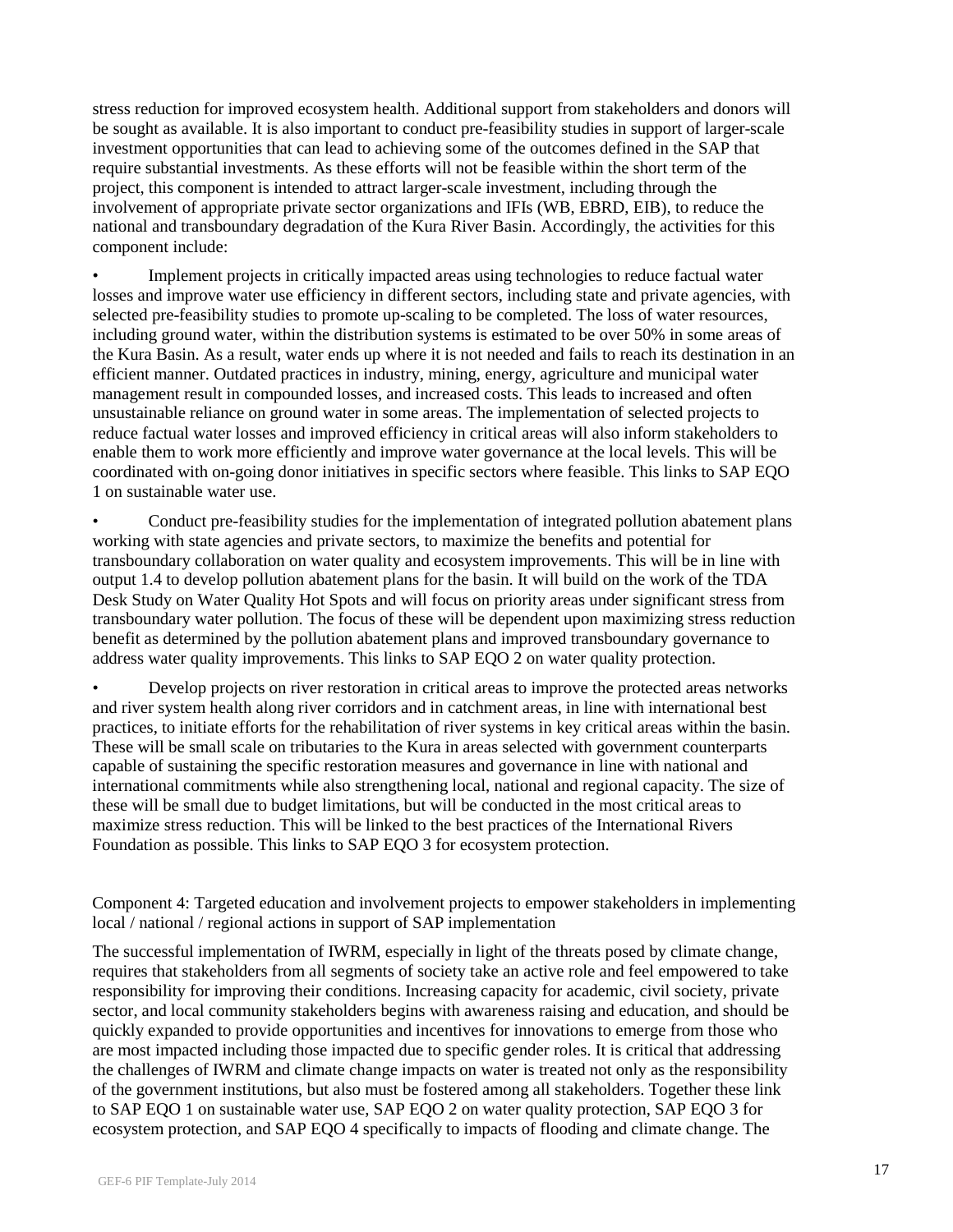stress reduction for improved ecosystem health. Additional support from stakeholders and donors will be sought as available. It is also important to conduct pre-feasibility studies in support of larger-scale investment opportunities that can lead to achieving some of the outcomes defined in the SAP that require substantial investments. As these efforts will not be feasible within the short term of the project, this component is intended to attract larger-scale investment, including through the involvement of appropriate private sector organizations and IFIs (WB, EBRD, EIB), to reduce the national and transboundary degradation of the Kura River Basin. Accordingly, the activities for this component include:

- Implement projects in critically impacted areas using technologies to reduce factual water losses and improve water use efficiency in different sectors, including state and private agencies, with selected pre-feasibility studies to promote up-scaling to be completed. The loss of water resources, including ground water, within the distribution systems is estimated to be over 50% in some areas of the Kura Basin. As a result, water ends up where it is not needed and fails to reach its destination in an efficient manner. Outdated practices in industry, mining, energy, agriculture and municipal water management result in compounded losses, and increased costs. This leads to increased and often unsustainable reliance on ground water in some areas. The implementation of selected projects to reduce factual water losses and improved efficiency in critical areas will also inform stakeholders to enable them to work more efficiently and improve water governance at the local levels. This will be coordinated with on-going donor initiatives in specific sectors where feasible. This links to SAP EQO 1 on sustainable water use.

- Conduct pre-feasibility studies for the implementation of integrated pollution abatement plans working with state agencies and private sectors, to maximize the benefits and potential for transboundary collaboration on water quality and ecosystem improvements. This will be in line with output 1.4 to develop pollution abatement plans for the basin. It will build on the work of the TDA Desk Study on Water Quality Hot Spots and will focus on priority areas under significant stress from transboundary water pollution. The focus of these will be dependent upon maximizing stress reduction benefit as determined by the pollution abatement plans and improved transboundary governance to address water quality improvements. This links to SAP EQO 2 on water quality protection.

- Develop projects on river restoration in critical areas to improve the protected areas networks and river system health along river corridors and in catchment areas, in line with international best practices, to initiate efforts for the rehabilitation of river systems in key critical areas within the basin. These will be small scale on tributaries to the Kura in areas selected with government counterparts capable of sustaining the specific restoration measures and governance in line with national and international commitments while also strengthening local, national and regional capacity. The size of these will be small due to budget limitations, but will be conducted in the most critical areas to maximize stress reduction. This will be linked to the best practices of the International Rivers Foundation as possible. This links to SAP EQO 3 for ecosystem protection.

Component 4: Targeted education and involvement projects to empower stakeholders in implementing local / national / regional actions in support of SAP implementation

The successful implementation of IWRM, especially in light of the threats posed by climate change, requires that stakeholders from all segments of society take an active role and feel empowered to take responsibility for improving their conditions. Increasing capacity for academic, civil society, private sector, and local community stakeholders begins with awareness raising and education, and should be quickly expanded to provide opportunities and incentives for innovations to emerge from those who are most impacted including those impacted due to specific gender roles. It is critical that addressing the challenges of IWRM and climate change impacts on water is treated not only as the responsibility of the government institutions, but also must be fostered among all stakeholders. Together these link to SAP EQO 1 on sustainable water use, SAP EQO 2 on water quality protection, SAP EQO 3 for ecosystem protection, and SAP EQO 4 specifically to impacts of flooding and climate change. The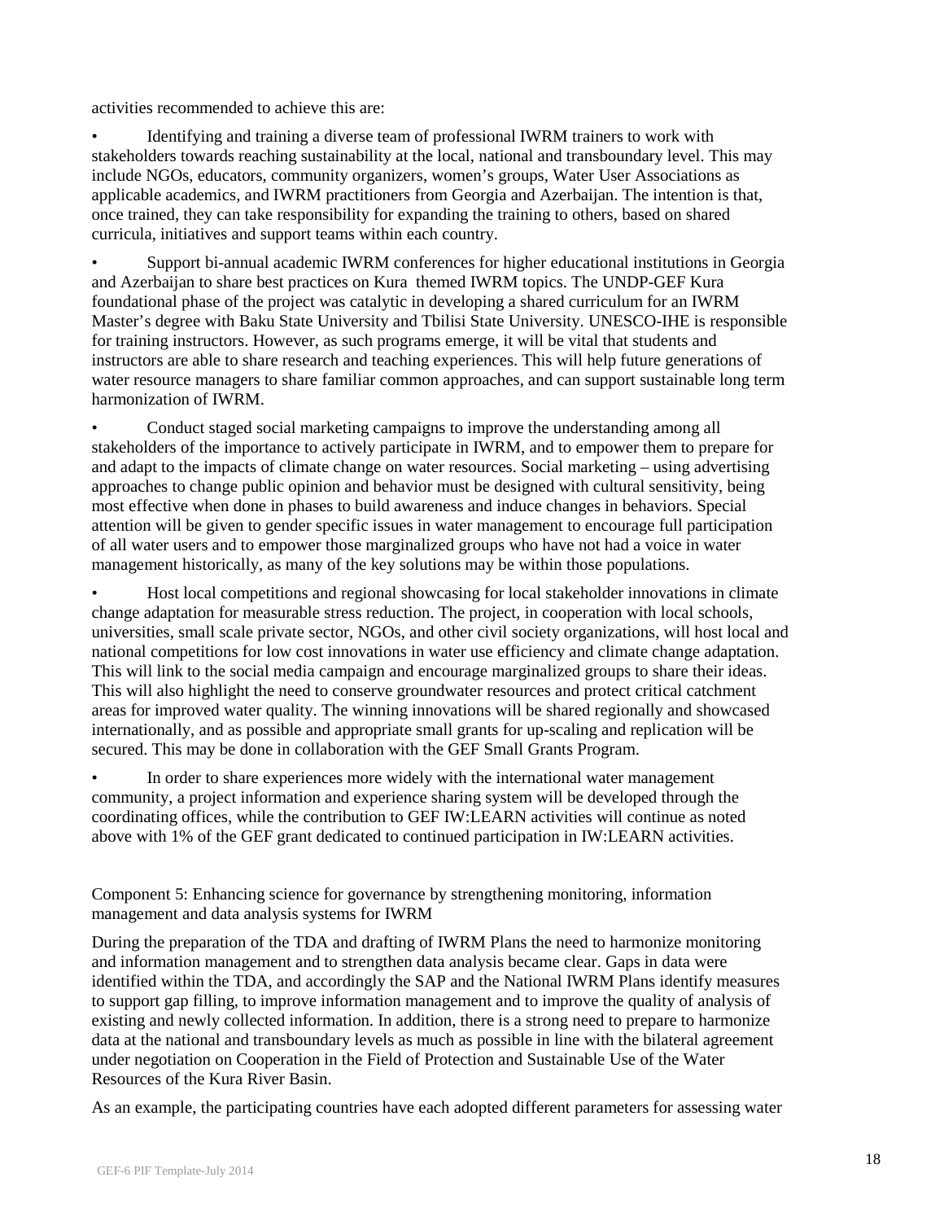activities recommended to achieve this are:

- Identifying and training a diverse team of professional IWRM trainers to work with stakeholders towards reaching sustainability at the local, national and transboundary level. This may include NGOs, educators, community organizers, women's groups, Water User Associations as applicable academics, and IWRM practitioners from Georgia and Azerbaijan. The intention is that, once trained, they can take responsibility for expanding the training to others, based on shared curricula, initiatives and support teams within each country.

- Support bi-annual academic IWRM conferences for higher educational institutions in Georgia and Azerbaijan to share best practices on Kura themed IWRM topics. The UNDP-GEF Kura foundational phase of the project was catalytic in developing a shared curriculum for an IWRM Master's degree with Baku State University and Tbilisi State University. UNESCO-IHE is responsible for training instructors. However, as such programs emerge, it will be vital that students and instructors are able to share research and teaching experiences. This will help future generations of water resource managers to share familiar common approaches, and can support sustainable long term harmonization of IWRM.

- Conduct staged social marketing campaigns to improve the understanding among all stakeholders of the importance to actively participate in IWRM, and to empower them to prepare for and adapt to the impacts of climate change on water resources. Social marketing – using advertising approaches to change public opinion and behavior must be designed with cultural sensitivity, being most effective when done in phases to build awareness and induce changes in behaviors. Special attention will be given to gender specific issues in water management to encourage full participation of all water users and to empower those marginalized groups who have not had a voice in water management historically, as many of the key solutions may be within those populations.

- Host local competitions and regional showcasing for local stakeholder innovations in climate change adaptation for measurable stress reduction. The project, in cooperation with local schools, universities, small scale private sector, NGOs, and other civil society organizations, will host local and national competitions for low cost innovations in water use efficiency and climate change adaptation. This will link to the social media campaign and encourage marginalized groups to share their ideas. This will also highlight the need to conserve groundwater resources and protect critical catchment areas for improved water quality. The winning innovations will be shared regionally and showcased internationally, and as possible and appropriate small grants for up-scaling and replication will be secured. This may be done in collaboration with the GEF Small Grants Program.

- In order to share experiences more widely with the international water management community, a project information and experience sharing system will be developed through the coordinating offices, while the contribution to GEF IW:LEARN activities will continue as noted above with 1% of the GEF grant dedicated to continued participation in IW:LEARN activities.

Component 5: Enhancing science for governance by strengthening monitoring, information management and data analysis systems for IWRM

During the preparation of the TDA and drafting of IWRM Plans the need to harmonize monitoring and information management and to strengthen data analysis became clear. Gaps in data were identified within the TDA, and accordingly the SAP and the National IWRM Plans identify measures to support gap filling, to improve information management and to improve the quality of analysis of existing and newly collected information. In addition, there is a strong need to prepare to harmonize data at the national and transboundary levels as much as possible in line with the bilateral agreement under negotiation on Cooperation in the Field of Protection and Sustainable Use of the Water Resources of the Kura River Basin.

As an example, the participating countries have each adopted different parameters for assessing water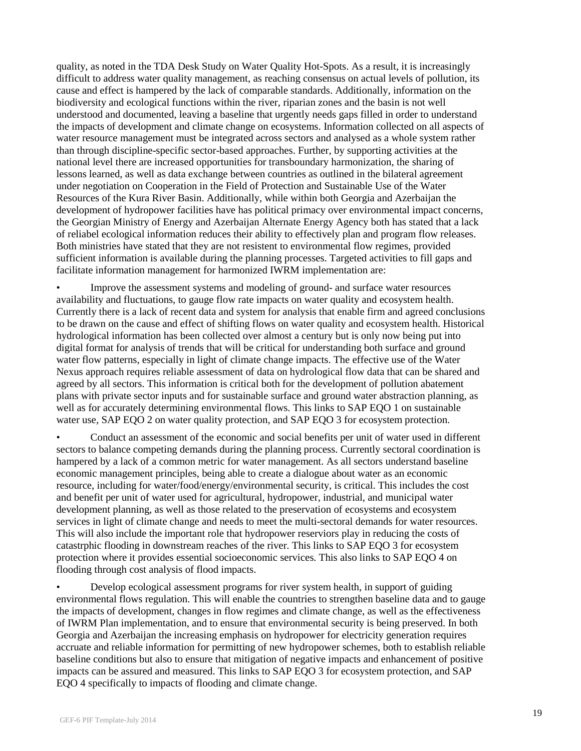quality, as noted in the TDA Desk Study on Water Quality Hot-Spots. As a result, it is increasingly difficult to address water quality management, as reaching consensus on actual levels of pollution, its cause and effect is hampered by the lack of comparable standards. Additionally, information on the biodiversity and ecological functions within the river, riparian zones and the basin is not well understood and documented, leaving a baseline that urgently needs gaps filled in order to understand the impacts of development and climate change on ecosystems. Information collected on all aspects of water resource management must be integrated across sectors and analysed as a whole system rather than through discipline-specific sector-based approaches. Further, by supporting activities at the national level there are increased opportunities for transboundary harmonization, the sharing of lessons learned, as well as data exchange between countries as outlined in the bilateral agreement under negotiation on Cooperation in the Field of Protection and Sustainable Use of the Water Resources of the Kura River Basin. Additionally, while within both Georgia and Azerbaijan the development of hydropower facilities have has political primacy over environmental impact concerns, the Georgian Ministry of Energy and Azerbaijan Alternate Energy Agency both has stated that a lack of reliabel ecological information reduces their ability to effectively plan and program flow releases. Both ministries have stated that they are not resistent to environmental flow regimes, provided sufficient information is available during the planning processes. Targeted activities to fill gaps and facilitate information management for harmonized IWRM implementation are:

- Improve the assessment systems and modeling of ground- and surface water resources availability and fluctuations, to gauge flow rate impacts on water quality and ecosystem health. Currently there is a lack of recent data and system for analysis that enable firm and agreed conclusions to be drawn on the cause and effect of shifting flows on water quality and ecosystem health. Historical hydrological information has been collected over almost a century but is only now being put into digital format for analysis of trends that will be critical for understanding both surface and ground water flow patterns, especially in light of climate change impacts. The effective use of the Water Nexus approach requires reliable assessment of data on hydrological flow data that can be shared and agreed by all sectors. This information is critical both for the development of pollution abatement plans with private sector inputs and for sustainable surface and ground water abstraction planning, as well as for accurately determining environmental flows. This links to SAP EQO 1 on sustainable water use, SAP EQO 2 on water quality protection, and SAP EQO 3 for ecosystem protection.

- Conduct an assessment of the economic and social benefits per unit of water used in different sectors to balance competing demands during the planning process. Currently sectoral coordination is hampered by a lack of a common metric for water management. As all sectors understand baseline economic management principles, being able to create a dialogue about water as an economic resource, including for water/food/energy/environmental security, is critical. This includes the cost and benefit per unit of water used for agricultural, hydropower, industrial, and municipal water development planning, as well as those related to the preservation of ecosystems and ecosystem services in light of climate change and needs to meet the multi-sectoral demands for water resources. This will also include the important role that hydropower reserviors play in reducing the costs of catastrphic flooding in downstream reaches of the river. This links to SAP EQO 3 for ecosystem protection where it provides essential socioeconomic services. This also links to SAP EQO 4 on flooding through cost analysis of flood impacts.

- Develop ecological assessment programs for river system health, in support of guiding environmental flows regulation. This will enable the countries to strengthen baseline data and to gauge the impacts of development, changes in flow regimes and climate change, as well as the effectiveness of IWRM Plan implementation, and to ensure that environmental security is being preserved. In both Georgia and Azerbaijan the increasing emphasis on hydropower for electricity generation requires accruate and reliable information for permitting of new hydropower schemes, both to establish reliable baseline conditions but also to ensure that mitigation of negative impacts and enhancement of positive impacts can be assured and measured. This links to SAP EQO 3 for ecosystem protection, and SAP EQO 4 specifically to impacts of flooding and climate change.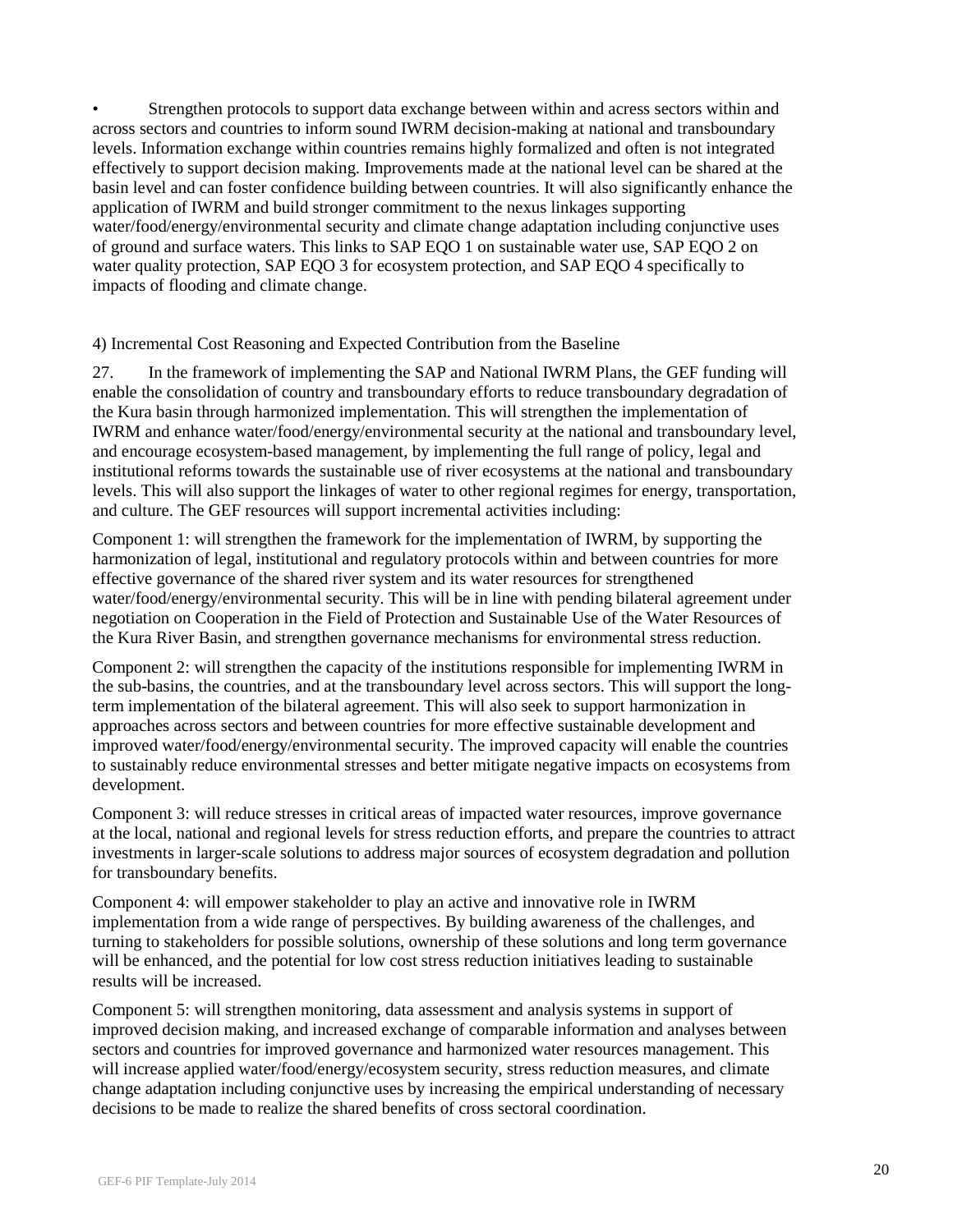• Strengthen protocols to support data exchange between within and acress sectors within and across sectors and countries to inform sound IWRM decision-making at national and transboundary levels. Information exchange within countries remains highly formalized and often is not integrated effectively to support decision making. Improvements made at the national level can be shared at the basin level and can foster confidence building between countries. It will also significantly enhance the application of IWRM and build stronger commitment to the nexus linkages supporting water/food/energy/environmental security and climate change adaptation including conjunctive uses of ground and surface waters. This links to SAP EQO 1 on sustainable water use, SAP EQO 2 on water quality protection, SAP EQO 3 for ecosystem protection, and SAP EQO 4 specifically to impacts of flooding and climate change.

4) Incremental Cost Reasoning and Expected Contribution from the Baseline

27. In the framework of implementing the SAP and National IWRM Plans, the GEF funding will enable the consolidation of country and transboundary efforts to reduce transboundary degradation of the Kura basin through harmonized implementation. This will strengthen the implementation of IWRM and enhance water/food/energy/environmental security at the national and transboundary level, and encourage ecosystem-based management, by implementing the full range of policy, legal and institutional reforms towards the sustainable use of river ecosystems at the national and transboundary levels. This will also support the linkages of water to other regional regimes for energy, transportation, and culture. The GEF resources will support incremental activities including:

Component 1: will strengthen the framework for the implementation of IWRM, by supporting the harmonization of legal, institutional and regulatory protocols within and between countries for more effective governance of the shared river system and its water resources for strengthened water/food/energy/environmental security. This will be in line with pending bilateral agreement under negotiation on Cooperation in the Field of Protection and Sustainable Use of the Water Resources of the Kura River Basin, and strengthen governance mechanisms for environmental stress reduction.

Component 2: will strengthen the capacity of the institutions responsible for implementing IWRM in the sub-basins, the countries, and at the transboundary level across sectors. This will support the long-term implementation of the bilateral agreement. This will also seek to support harmonization in approaches across sectors and between countries for more effective sustainable development and improved water/food/energy/environmental security. The improved capacity will enable the countries to sustainably reduce environmental stresses and better mitigate negative impacts on ecosystems from development.

Component 3: will reduce stresses in critical areas of impacted water resources, improve governance at the local, national and regional levels for stress reduction efforts, and prepare the countries to attract investments in larger-scale solutions to address major sources of ecosystem degradation and pollution for transboundary benefits.

Component 4: will empower stakeholder to play an active and innovative role in IWRM implementation from a wide range of perspectives. By building awareness of the challenges, and turning to stakeholders for possible solutions, ownership of these solutions and long term governance will be enhanced, and the potential for low cost stress reduction initiatives leading to sustainable results will be increased.

Component 5: will strengthen monitoring, data assessment and analysis systems in support of improved decision making, and increased exchange of comparable information and analyses between sectors and countries for improved governance and harmonized water resources management. This will increase applied water/food/energy/ecosystem security, stress reduction measures, and climate change adaptation including conjunctive uses by increasing the empirical understanding of necessary decisions to be made to realize the shared benefits of cross sectoral coordination.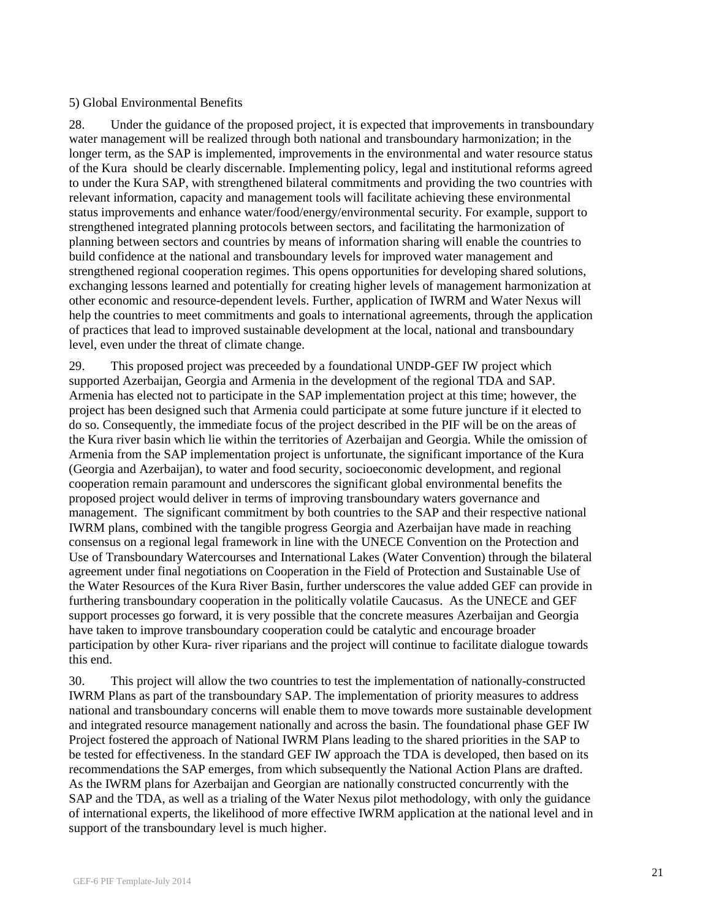5) Global Environmental Benefits

28. Under the guidance of the proposed project, it is expected that improvements in transboundary water management will be realized through both national and transboundary harmonization; in the longer term, as the SAP is implemented, improvements in the environmental and water resource status of the Kura should be clearly discernable. Implementing policy, legal and institutional reforms agreed to under the Kura SAP, with strengthened bilateral commitments and providing the two countries with relevant information, capacity and management tools will facilitate achieving these environmental status improvements and enhance water/food/energy/environmental security. For example, support to strengthened integrated planning protocols between sectors, and facilitating the harmonization of planning between sectors and countries by means of information sharing will enable the countries to build confidence at the national and transboundary levels for improved water management and strengthened regional cooperation regimes. This opens opportunities for developing shared solutions, exchanging lessons learned and potentially for creating higher levels of management harmonization at other economic and resource-dependent levels. Further, application of IWRM and Water Nexus will help the countries to meet commitments and goals to international agreements, through the application of practices that lead to improved sustainable development at the local, national and transboundary level, even under the threat of climate change.

29. This proposed project was preceeded by a foundational UNDP-GEF IW project which supported Azerbaijan, Georgia and Armenia in the development of the regional TDA and SAP. Armenia has elected not to participate in the SAP implementation project at this time; however, the project has been designed such that Armenia could participate at some future juncture if it elected to do so. Consequently, the immediate focus of the project described in the PIF will be on the areas of the Kura river basin which lie within the territories of Azerbaijan and Georgia. While the omission of Armenia from the SAP implementation project is unfortunate, the significant importance of the Kura (Georgia and Azerbaijan), to water and food security, socioeconomic development, and regional cooperation remain paramount and underscores the significant global environmental benefits the proposed project would deliver in terms of improving transboundary waters governance and management. The significant commitment by both countries to the SAP and their respective national IWRM plans, combined with the tangible progress Georgia and Azerbaijan have made in reaching consensus on a regional legal framework in line with the UNECE Convention on the Protection and Use of Transboundary Watercourses and International Lakes (Water Convention) through the bilateral agreement under final negotiations on Cooperation in the Field of Protection and Sustainable Use of the Water Resources of the Kura River Basin, further underscores the value added GEF can provide in furthering transboundary cooperation in the politically volatile Caucasus. As the UNECE and GEF support processes go forward, it is very possible that the concrete measures Azerbaijan and Georgia have taken to improve transboundary cooperation could be catalytic and encourage broader participation by other Kura- river riparians and the project will continue to facilitate dialogue towards this end.

30. This project will allow the two countries to test the implementation of nationally-constructed IWRM Plans as part of the transboundary SAP. The implementation of priority measures to address national and transboundary concerns will enable them to move towards more sustainable development and integrated resource management nationally and across the basin. The foundational phase GEF IW Project fostered the approach of National IWRM Plans leading to the shared priorities in the SAP to be tested for effectiveness. In the standard GEF IW approach the TDA is developed, then based on its recommendations the SAP emerges, from which subsequently the National Action Plans are drafted. As the IWRM plans for Azerbaijan and Georgian are nationally constructed concurrently with the SAP and the TDA, as well as a trialing of the Water Nexus pilot methodology, with only the guidance of international experts, the likelihood of more effective IWRM application at the national level and in support of the transboundary level is much higher.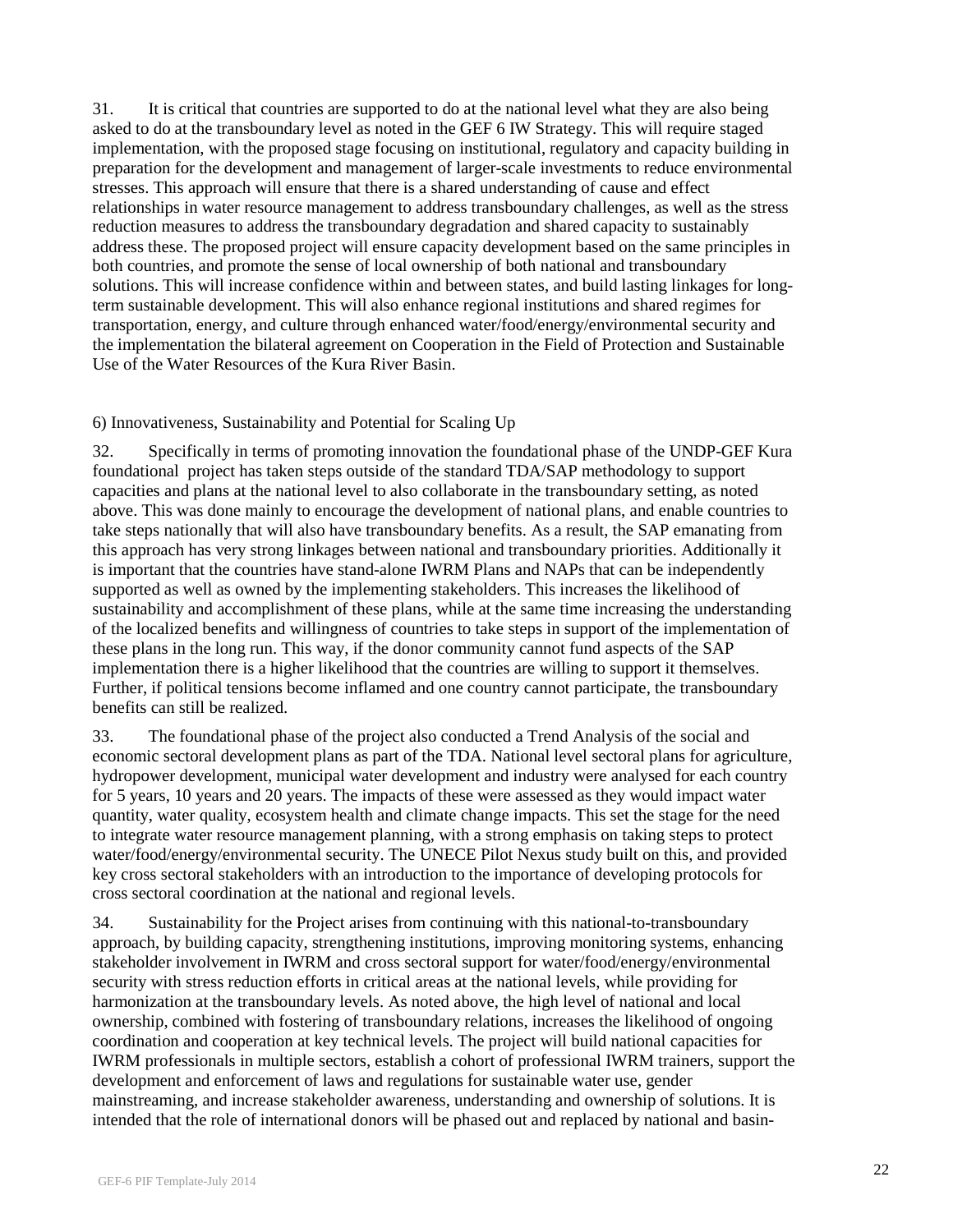31. It is critical that countries are supported to do at the national level what they are also being asked to do at the transboundary level as noted in the GEF 6 IW Strategy. This will require staged implementation, with the proposed stage focusing on institutional, regulatory and capacity building in preparation for the development and management of larger-scale investments to reduce environmental stresses. This approach will ensure that there is a shared understanding of cause and effect relationships in water resource management to address transboundary challenges, as well as the stress reduction measures to address the transboundary degradation and shared capacity to sustainably address these. The proposed project will ensure capacity development based on the same principles in both countries, and promote the sense of local ownership of both national and transboundary solutions. This will increase confidence within and between states, and build lasting linkages for long-term sustainable development. This will also enhance regional institutions and shared regimes for transportation, energy, and culture through enhanced water/food/energy/environmental security and the implementation the bilateral agreement on Cooperation in the Field of Protection and Sustainable Use of the Water Resources of the Kura River Basin.

6) Innovativeness, Sustainability and Potential for Scaling Up

32. Specifically in terms of promoting innovation the foundational phase of the UNDP-GEF Kura foundational project has taken steps outside of the standard TDA/SAP methodology to support capacities and plans at the national level to also collaborate in the transboundary setting, as noted above. This was done mainly to encourage the development of national plans, and enable countries to take steps nationally that will also have transboundary benefits. As a result, the SAP emanating from this approach has very strong linkages between national and transboundary priorities. Additionally it is important that the countries have stand-alone IWRM Plans and NAPs that can be independently supported as well as owned by the implementing stakeholders. This increases the likelihood of sustainability and accomplishment of these plans, while at the same time increasing the understanding of the localized benefits and willingness of countries to take steps in support of the implementation of these plans in the long run. This way, if the donor community cannot fund aspects of the SAP implementation there is a higher likelihood that the countries are willing to support it themselves. Further, if political tensions become inflamed and one country cannot participate, the transboundary benefits can still be realized.

33. The foundational phase of the project also conducted a Trend Analysis of the social and economic sectoral development plans as part of the TDA. National level sectoral plans for agriculture, hydropower development, municipal water development and industry were analysed for each country for 5 years, 10 years and 20 years. The impacts of these were assessed as they would impact water quantity, water quality, ecosystem health and climate change impacts. This set the stage for the need to integrate water resource management planning, with a strong emphasis on taking steps to protect water/food/energy/environmental security. The UNECE Pilot Nexus study built on this, and provided key cross sectoral stakeholders with an introduction to the importance of developing protocols for cross sectoral coordination at the national and regional levels.

34. Sustainability for the Project arises from continuing with this national-to-transboundary approach, by building capacity, strengthening institutions, improving monitoring systems, enhancing stakeholder involvement in IWRM and cross sectoral support for water/food/energy/environmental security with stress reduction efforts in critical areas at the national levels, while providing for harmonization at the transboundary levels. As noted above, the high level of national and local ownership, combined with fostering of transboundary relations, increases the likelihood of ongoing coordination and cooperation at key technical levels. The project will build national capacities for IWRM professionals in multiple sectors, establish a cohort of professional IWRM trainers, support the development and enforcement of laws and regulations for sustainable water use, gender mainstreaming, and increase stakeholder awareness, understanding and ownership of solutions. It is intended that the role of international donors will be phased out and replaced by national and basin-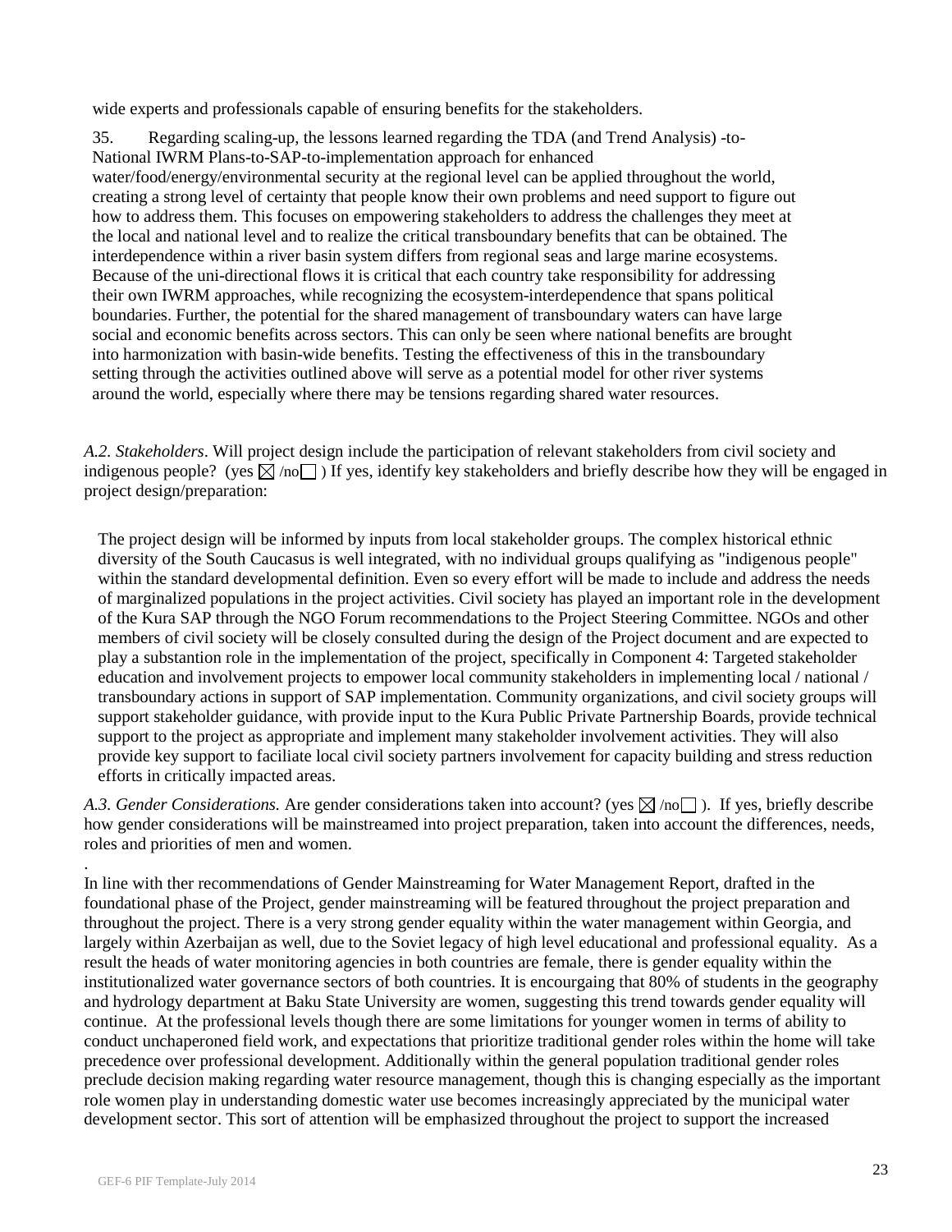wide experts and professionals capable of ensuring benefits for the stakeholders.

35. Regarding scaling-up, the lessons learned regarding the TDA (and Trend Analysis) -to-National IWRM Plans-to-SAP-to-implementation approach for enhanced water/food/energy/environmental security at the regional level can be applied throughout the world, creating a strong level of certainty that people know their own problems and need support to figure out how to address them. This focuses on empowering stakeholders to address the challenges they meet at the local and national level and to realize the critical transboundary benefits that can be obtained. The interdependence within a river basin system differs from regional seas and large marine ecosystems. Because of the uni-directional flows it is critical that each country take responsibility for addressing their own IWRM approaches, while recognizing the ecosystem-interdependence that spans political boundaries. Further, the potential for the shared management of transboundary waters can have large social and economic benefits across sectors. This can only be seen where national benefits are brought into harmonization with basin-wide benefits. Testing the effectiveness of this in the transboundary setting through the activities outlined above will serve as a potential model for other river systems around the world, especially where there may be tensions regarding shared water resources.

*A.2. Stakeholders*. Will project design include the participation of relevant stakeholders from civil society and indigenous people? (yes ☒ /no☐ ) If yes, identify key stakeholders and briefly describe how they will be engaged in project design/preparation:

The project design will be informed by inputs from local stakeholder groups. The complex historical ethnic diversity of the South Caucasus is well integrated, with no individual groups qualifying as "indigenous people" within the standard developmental definition. Even so every effort will be made to include and address the needs of marginalized populations in the project activities. Civil society has played an important role in the development of the Kura SAP through the NGO Forum recommendations to the Project Steering Committee. NGOs and other members of civil society will be closely consulted during the design of the Project document and are expected to play a substantion role in the implementation of the project, specifically in Component 4: Targeted stakeholder education and involvement projects to empower local community stakeholders in implementing local / national / transboundary actions in support of SAP implementation. Community organizations, and civil society groups will support stakeholder guidance, with provide input to the Kura Public Private Partnership Boards, provide technical support to the project as appropriate and implement many stakeholder involvement activities. They will also provide key support to faciliate local civil society partners involvement for capacity building and stress reduction efforts in critically impacted areas.

*A.3. Gender Considerations.* Are gender considerations taken into account? (yes ☒ /no☐ ). If yes, briefly describe how gender considerations will be mainstreamed into project preparation, taken into account the differences, needs, roles and priorities of men and women.

.

In line with ther recommendations of Gender Mainstreaming for Water Management Report, drafted in the foundational phase of the Project, gender mainstreaming will be featured throughout the project preparation and throughout the project. There is a very strong gender equality within the water management within Georgia, and largely within Azerbaijan as well, due to the Soviet legacy of high level educational and professional equality. As a result the heads of water monitoring agencies in both countries are female, there is gender equality within the institutionalized water governance sectors of both countries. It is encourgaing that 80% of students in the geography and hydrology department at Baku State University are women, suggesting this trend towards gender equality will continue. At the professional levels though there are some limitations for younger women in terms of ability to conduct unchaperoned field work, and expectations that prioritize traditional gender roles within the home will take precedence over professional development. Additionally within the general population traditional gender roles preclude decision making regarding water resource management, though this is changing especially as the important role women play in understanding domestic water use becomes increasingly appreciated by the municipal water development sector. This sort of attention will be emphasized throughout the project to support the increased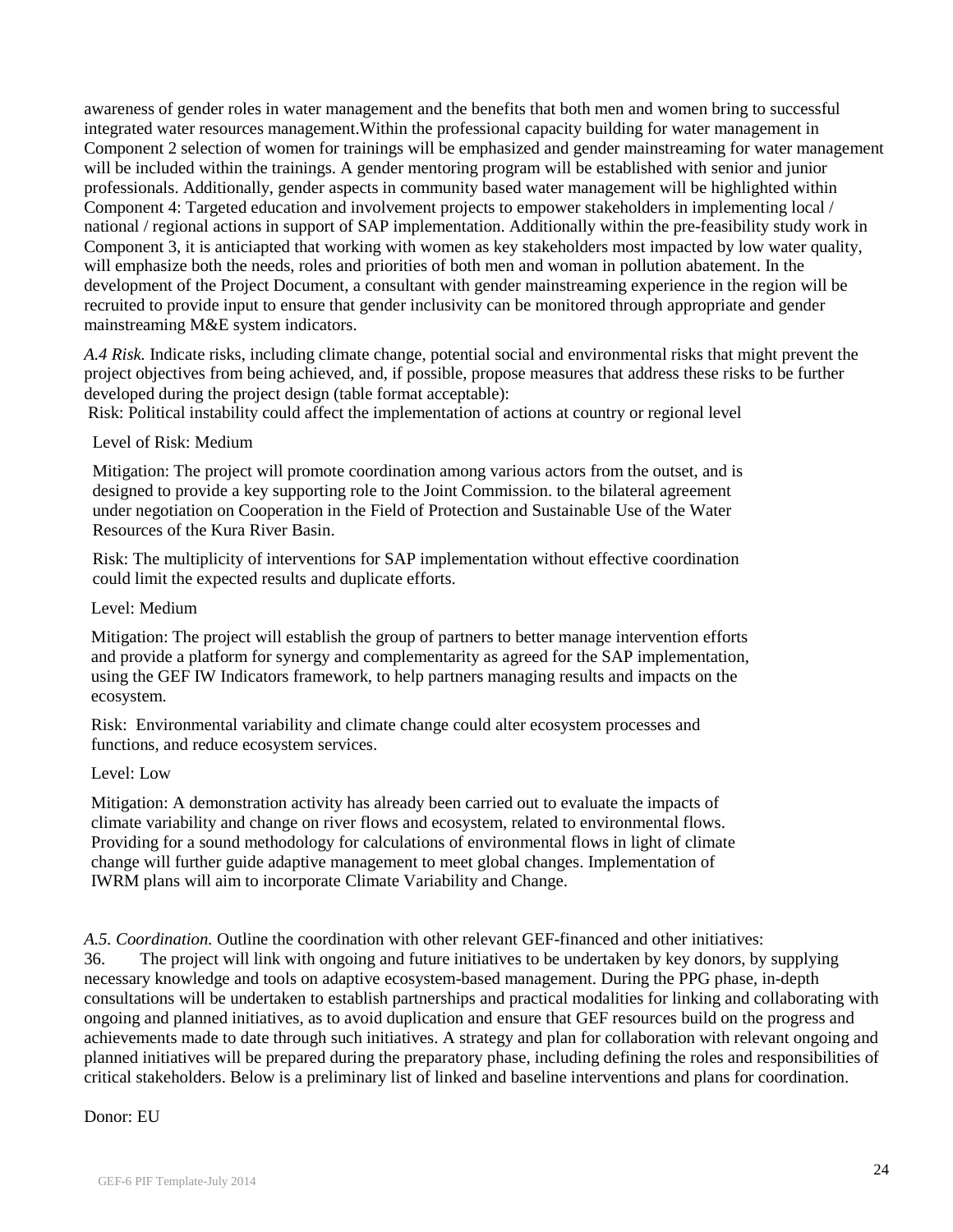awareness of gender roles in water management and the benefits that both men and women bring to successful integrated water resources management.Within the professional capacity building for water management in Component 2 selection of women for trainings will be emphasized and gender mainstreaming for water management will be included within the trainings. A gender mentoring program will be established with senior and junior professionals. Additionally, gender aspects in community based water management will be highlighted within Component 4: Targeted education and involvement projects to empower stakeholders in implementing local / national / regional actions in support of SAP implementation. Additionally within the pre-feasibility study work in Component 3, it is anticiapted that working with women as key stakeholders most impacted by low water quality, will emphasize both the needs, roles and priorities of both men and woman in pollution abatement. In the development of the Project Document, a consultant with gender mainstreaming experience in the region will be recruited to provide input to ensure that gender inclusivity can be monitored through appropriate and gender mainstreaming M&E system indicators.

*A.4 Risk.* Indicate risks, including climate change, potential social and environmental risks that might prevent the project objectives from being achieved, and, if possible, propose measures that address these risks to be further developed during the project design (table format acceptable):

Risk: Political instability could affect the implementation of actions at country or regional level

Level of Risk: Medium

Mitigation: The project will promote coordination among various actors from the outset, and is designed to provide a key supporting role to the Joint Commission. to the bilateral agreement under negotiation on Cooperation in the Field of Protection and Sustainable Use of the Water Resources of the Kura River Basin.

Risk: The multiplicity of interventions for SAP implementation without effective coordination could limit the expected results and duplicate efforts.

Level: Medium

Mitigation: The project will establish the group of partners to better manage intervention efforts and provide a platform for synergy and complementarity as agreed for the SAP implementation, using the GEF IW Indicators framework, to help partners managing results and impacts on the ecosystem.

Risk: Environmental variability and climate change could alter ecosystem processes and functions, and reduce ecosystem services.

Level: Low

Mitigation: A demonstration activity has already been carried out to evaluate the impacts of climate variability and change on river flows and ecosystem, related to environmental flows. Providing for a sound methodology for calculations of environmental flows in light of climate change will further guide adaptive management to meet global changes. Implementation of IWRM plans will aim to incorporate Climate Variability and Change.

*A.5. Coordination.* Outline the coordination with other relevant GEF-financed and other initiatives:

36. The project will link with ongoing and future initiatives to be undertaken by key donors, by supplying necessary knowledge and tools on adaptive ecosystem-based management. During the PPG phase, in-depth consultations will be undertaken to establish partnerships and practical modalities for linking and collaborating with ongoing and planned initiatives, as to avoid duplication and ensure that GEF resources build on the progress and achievements made to date through such initiatives. A strategy and plan for collaboration with relevant ongoing and planned initiatives will be prepared during the preparatory phase, including defining the roles and responsibilities of critical stakeholders. Below is a preliminary list of linked and baseline interventions and plans for coordination.

Donor: EU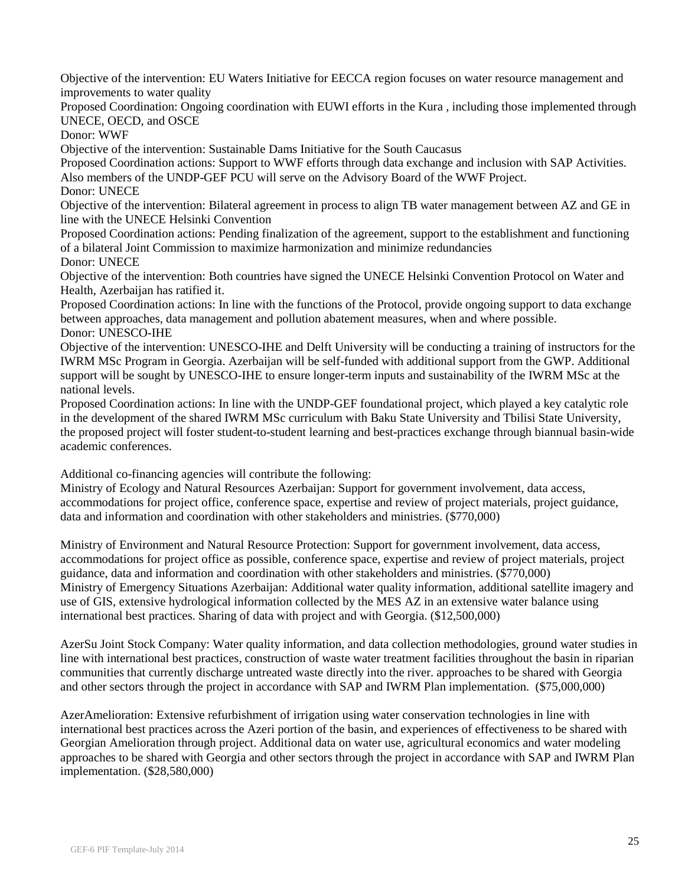Objective of the intervention: EU Waters Initiative for EECCA region focuses on water resource management and improvements to water quality

Proposed Coordination: Ongoing coordination with EUWI efforts in the Kura , including those implemented through UNECE, OECD, and OSCE

Donor: WWF

Objective of the intervention: Sustainable Dams Initiative for the South Caucasus

Proposed Coordination actions: Support to WWF efforts through data exchange and inclusion with SAP Activities. Also members of the UNDP-GEF PCU will serve on the Advisory Board of the WWF Project.

Donor: UNECE

Objective of the intervention: Bilateral agreement in process to align TB water management between AZ and GE in line with the UNECE Helsinki Convention

Proposed Coordination actions: Pending finalization of the agreement, support to the establishment and functioning of a bilateral Joint Commission to maximize harmonization and minimize redundancies

Donor: UNECE

Objective of the intervention: Both countries have signed the UNECE Helsinki Convention Protocol on Water and Health, Azerbaijan has ratified it.

Proposed Coordination actions: In line with the functions of the Protocol, provide ongoing support to data exchange between approaches, data management and pollution abatement measures, when and where possible.

Donor: UNESCO-IHE

Objective of the intervention: UNESCO-IHE and Delft University will be conducting a training of instructors for the IWRM MSc Program in Georgia. Azerbaijan will be self-funded with additional support from the GWP. Additional support will be sought by UNESCO-IHE to ensure longer-term inputs and sustainability of the IWRM MSc at the national levels.

Proposed Coordination actions: In line with the UNDP-GEF foundational project, which played a key catalytic role in the development of the shared IWRM MSc curriculum with Baku State University and Tbilisi State University, the proposed project will foster student-to-student learning and best-practices exchange through biannual basin-wide academic conferences.

Additional co-financing agencies will contribute the following:

Ministry of Ecology and Natural Resources Azerbaijan: Support for government involvement, data access, accommodations for project office, conference space, expertise and review of project materials, project guidance, data and information and coordination with other stakeholders and ministries. ($770,000)

Ministry of Environment and Natural Resource Protection: Support for government involvement, data access, accommodations for project office as possible, conference space, expertise and review of project materials, project guidance, data and information and coordination with other stakeholders and ministries. ($770,000)

Ministry of Emergency Situations Azerbaijan: Additional water quality information, additional satellite imagery and use of GIS, extensive hydrological information collected by the MES AZ in an extensive water balance using international best practices. Sharing of data with project and with Georgia. ($12,500,000)

AzerSu Joint Stock Company: Water quality information, and data collection methodologies, ground water studies in line with international best practices, construction of waste water treatment facilities throughout the basin in riparian communities that currently discharge untreated waste directly into the river. approaches to be shared with Georgia and other sectors through the project in accordance with SAP and IWRM Plan implementation. ($75,000,000)

AzerAmelioration: Extensive refurbishment of irrigation using water conservation technologies in line with international best practices across the Azeri portion of the basin, and experiences of effectiveness to be shared with Georgian Amelioration through project. Additional data on water use, agricultural economics and water modeling approaches to be shared with Georgia and other sectors through the project in accordance with SAP and IWRM Plan implementation. ($28,580,000)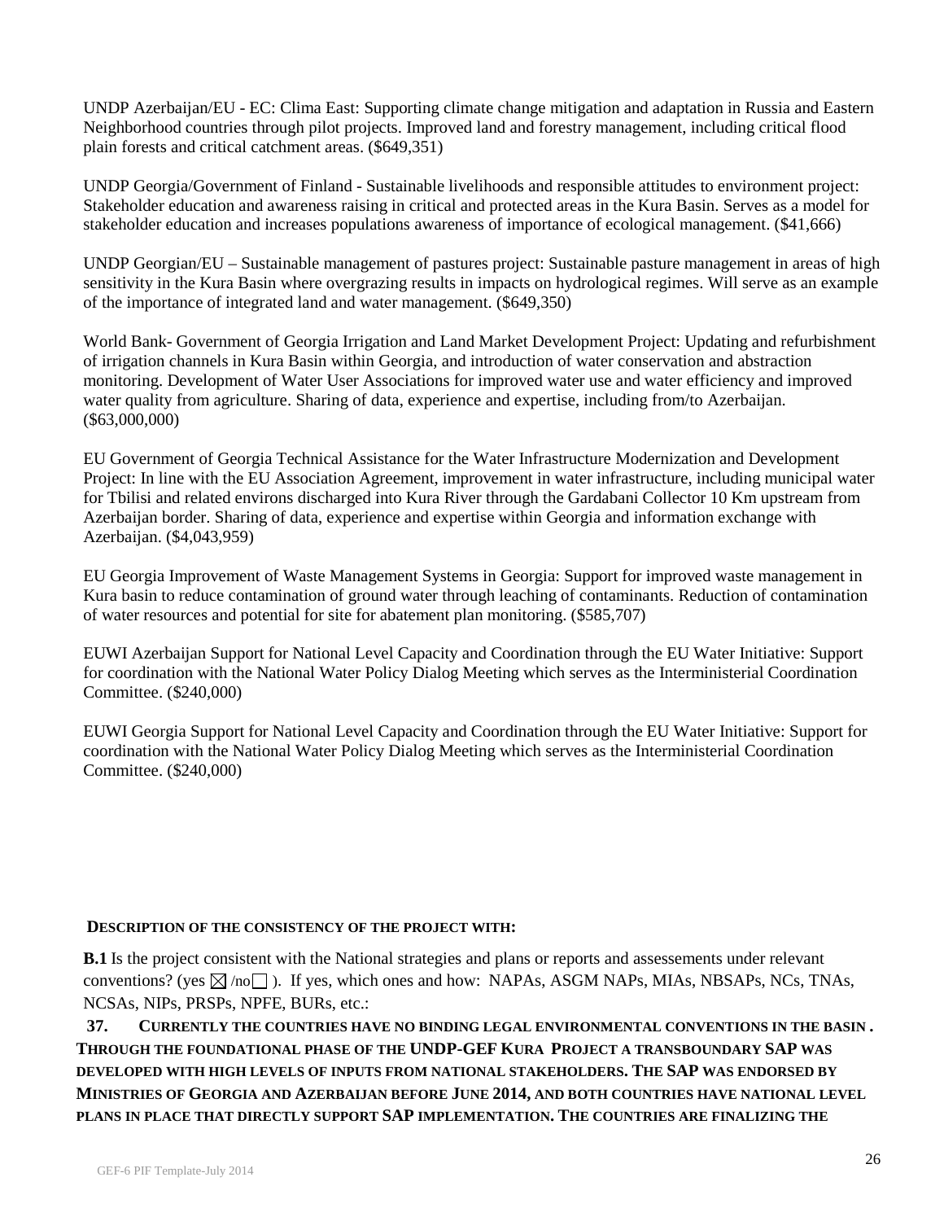UNDP Azerbaijan/EU - EC: Clima East: Supporting climate change mitigation and adaptation in Russia and Eastern Neighborhood countries through pilot projects. Improved land and forestry management, including critical flood plain forests and critical catchment areas. ($649,351)

UNDP Georgia/Government of Finland - Sustainable livelihoods and responsible attitudes to environment project: Stakeholder education and awareness raising in critical and protected areas in the Kura Basin. Serves as a model for stakeholder education and increases populations awareness of importance of ecological management. ($41,666)

UNDP Georgian/EU – Sustainable management of pastures project: Sustainable pasture management in areas of high sensitivity in the Kura Basin where overgrazing results in impacts on hydrological regimes. Will serve as an example of the importance of integrated land and water management. ($649,350)

World Bank- Government of Georgia Irrigation and Land Market Development Project: Updating and refurbishment of irrigation channels in Kura Basin within Georgia, and introduction of water conservation and abstraction monitoring. Development of Water User Associations for improved water use and water efficiency and improved water quality from agriculture. Sharing of data, experience and expertise, including from/to Azerbaijan. ($63,000,000)

EU Government of Georgia Technical Assistance for the Water Infrastructure Modernization and Development Project: In line with the EU Association Agreement, improvement in water infrastructure, including municipal water for Tbilisi and related environs discharged into Kura River through the Gardabani Collector 10 Km upstream from Azerbaijan border. Sharing of data, experience and expertise within Georgia and information exchange with Azerbaijan. ($4,043,959)

EU Georgia Improvement of Waste Management Systems in Georgia: Support for improved waste management in Kura basin to reduce contamination of ground water through leaching of contaminants. Reduction of contamination of water resources and potential for site for abatement plan monitoring. ($585,707)

EUWI Azerbaijan Support for National Level Capacity and Coordination through the EU Water Initiative: Support for coordination with the National Water Policy Dialog Meeting which serves as the Interministerial Coordination Committee. ($240,000)

EUWI Georgia Support for National Level Capacity and Coordination through the EU Water Initiative: Support for coordination with the National Water Policy Dialog Meeting which serves as the Interministerial Coordination Committee. ($240,000)

**DESCRIPTION OF THE CONSISTENCY OF THE PROJECT WITH:**

**B.1** Is the project consistent with the National strategies and plans or reports and assessements under relevant conventions? (yes ☒ /no ☐ ). If yes, which ones and how: NAPAs, ASGM NAPs, MIAs, NBSAPs, NCs, TNAs, NCSAs, NIPs, PRSPs, NPFE, BURs, etc.:

**37. CURRENTLY THE COUNTRIES HAVE NO BINDING LEGAL ENVIRONMENTAL CONVENTIONS IN THE BASIN. THROUGH THE FOUNDATIONAL PHASE OF THE UNDP-GEF KURA PROJECT A TRANSBOUNDARY SAP WAS DEVELOPED WITH HIGH LEVELS OF INPUTS FROM NATIONAL STAKEHOLDERS. THE SAP WAS ENDORSED BY MINISTRIES OF GEORGIA AND AZERBAIJAN BEFORE JUNE 2014, AND BOTH COUNTRIES HAVE NATIONAL LEVEL PLANS IN PLACE THAT DIRECTLY SUPPORT SAP IMPLEMENTATION. THE COUNTRIES ARE FINALIZING THE**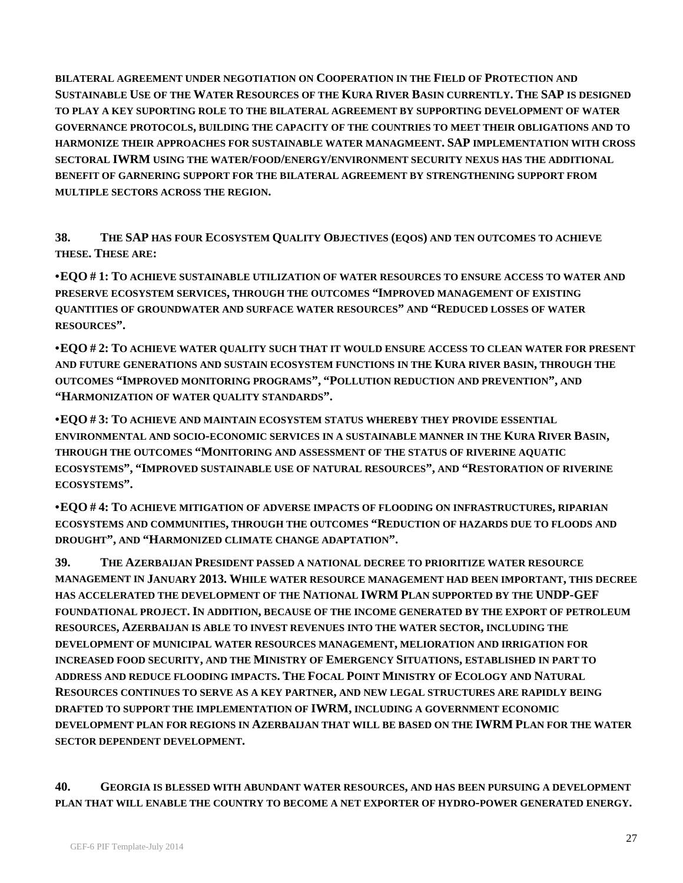BILATERAL AGREEMENT UNDER NEGOTIATION ON COOPERATION IN THE FIELD OF PROTECTION AND SUSTAINABLE USE OF THE WATER RESOURCES OF THE KURA RIVER BASIN CURRENTLY. THE SAP IS DESIGNED TO PLAY A KEY SUPORTING ROLE TO THE BILATERAL AGREEMENT BY SUPPORTING DEVELOPMENT OF WATER GOVERNANCE PROTOCOLS, BUILDING THE CAPACITY OF THE COUNTRIES TO MEET THEIR OBLIGATIONS AND TO HARMONIZE THEIR APPROACHES FOR SUSTAINABLE WATER MANAGMEENT. SAP IMPLEMENTATION WITH CROSS SECTORAL IWRM USING THE WATER/FOOD/ENERGY/ENVIRONMENT SECURITY NEXUS HAS THE ADDITIONAL BENEFIT OF GARNERING SUPPORT FOR THE BILATERAL AGREEMENT BY STRENGTHENING SUPPORT FROM MULTIPLE SECTORS ACROSS THE REGION.

**38.** THE SAP HAS FOUR ECOSYSTEM QUALITY OBJECTIVES (EQOS) AND TEN OUTCOMES TO ACHIEVE THESE. THESE ARE:

- EQO # 1: TO ACHIEVE SUSTAINABLE UTILIZATION OF WATER RESOURCES TO ENSURE ACCESS TO WATER AND PRESERVE ECOSYSTEM SERVICES, THROUGH THE OUTCOMES "IMPROVED MANAGEMENT OF EXISTING QUANTITIES OF GROUNDWATER AND SURFACE WATER RESOURCES" AND "REDUCED LOSSES OF WATER RESOURCES".
- EQO # 2: TO ACHIEVE WATER QUALITY SUCH THAT IT WOULD ENSURE ACCESS TO CLEAN WATER FOR PRESENT AND FUTURE GENERATIONS AND SUSTAIN ECOSYSTEM FUNCTIONS IN THE KURA RIVER BASIN, THROUGH THE OUTCOMES "IMPROVED MONITORING PROGRAMS", "POLLUTION REDUCTION AND PREVENTION", AND "HARMONIZATION OF WATER QUALITY STANDARDS".
- EQO # 3: TO ACHIEVE AND MAINTAIN ECOSYSTEM STATUS WHEREBY THEY PROVIDE ESSENTIAL ENVIRONMENTAL AND SOCIO-ECONOMIC SERVICES IN A SUSTAINABLE MANNER IN THE KURA RIVER BASIN, THROUGH THE OUTCOMES "MONITORING AND ASSESSMENT OF THE STATUS OF RIVERINE AQUATIC ECOSYSTEMS", "IMPROVED SUSTAINABLE USE OF NATURAL RESOURCES", AND "RESTORATION OF RIVERINE ECOSYSTEMS".
- EQO # 4: TO ACHIEVE MITIGATION OF ADVERSE IMPACTS OF FLOODING ON INFRASTRUCTURES, RIPARIAN ECOSYSTEMS AND COMMUNITIES, THROUGH THE OUTCOMES "REDUCTION OF HAZARDS DUE TO FLOODS AND DROUGHT", AND "HARMONIZED CLIMATE CHANGE ADAPTATION".

**39.** THE AZERBAIJAN PRESIDENT PASSED A NATIONAL DECREE TO PRIORITIZE WATER RESOURCE MANAGEMENT IN JANUARY 2013. WHILE WATER RESOURCE MANAGEMENT HAD BEEN IMPORTANT, THIS DECREE HAS ACCELERATED THE DEVELOPMENT OF THE NATIONAL IWRM PLAN SUPPORTED BY THE UNDP-GEF FOUNDATIONAL PROJECT. IN ADDITION, BECAUSE OF THE INCOME GENERATED BY THE EXPORT OF PETROLEUM RESOURCES, AZERBAIJAN IS ABLE TO INVEST REVENUES INTO THE WATER SECTOR, INCLUDING THE DEVELOPMENT OF MUNICIPAL WATER RESOURCES MANAGEMENT, MELIORATION AND IRRIGATION FOR INCREASED FOOD SECURITY, AND THE MINISTRY OF EMERGENCY SITUATIONS, ESTABLISHED IN PART TO ADDRESS AND REDUCE FLOODING IMPACTS. THE FOCAL POINT MINISTRY OF ECOLOGY AND NATURAL RESOURCES CONTINUES TO SERVE AS A KEY PARTNER, AND NEW LEGAL STRUCTURES ARE RAPIDLY BEING DRAFTED TO SUPPORT THE IMPLEMENTATION OF IWRM, INCLUDING A GOVERNMENT ECONOMIC DEVELOPMENT PLAN FOR REGIONS IN AZERBAIJAN THAT WILL BE BASED ON THE IWRM PLAN FOR THE WATER SECTOR DEPENDENT DEVELOPMENT.

**40.** GEORGIA IS BLESSED WITH ABUNDANT WATER RESOURCES, AND HAS BEEN PURSUING A DEVELOPMENT PLAN THAT WILL ENABLE THE COUNTRY TO BECOME A NET EXPORTER OF HYDRO-POWER GENERATED ENERGY.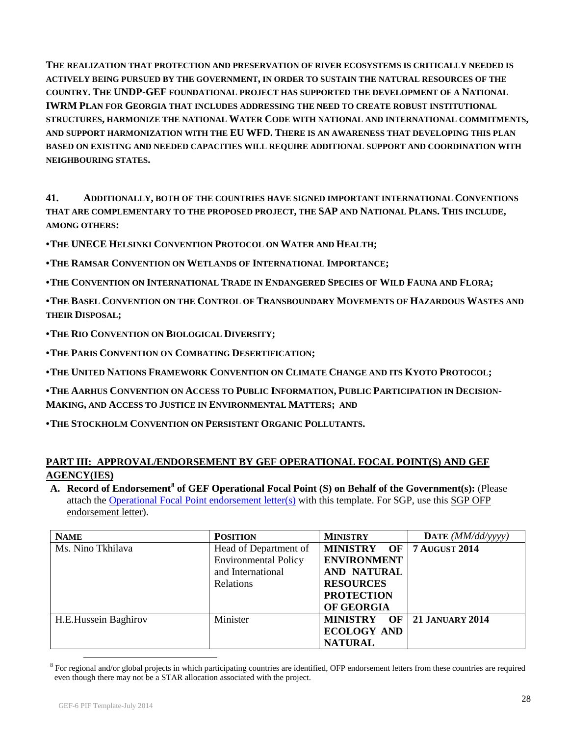**THE REALIZATION THAT PROTECTION AND PRESERVATION OF RIVER ECOSYSTEMS IS CRITICALLY NEEDED IS ACTIVELY BEING PURSUED BY THE GOVERNMENT, IN ORDER TO SUSTAIN THE NATURAL RESOURCES OF THE COUNTRY. THE UNDP-GEF FOUNDATIONAL PROJECT HAS SUPPORTED THE DEVELOPMENT OF A NATIONAL IWRM PLAN FOR GEORGIA THAT INCLUDES ADDRESSING THE NEED TO CREATE ROBUST INSTITUTIONAL STRUCTURES, HARMONIZE THE NATIONAL WATER CODE WITH NATIONAL AND INTERNATIONAL COMMITMENTS, AND SUPPORT HARMONIZATION WITH THE EU WFD. THERE IS AN AWARENESS THAT DEVELOPING THIS PLAN BASED ON EXISTING AND NEEDED CAPACITIES WILL REQUIRE ADDITIONAL SUPPORT AND COORDINATION WITH NEIGHBOURING STATES.**

**41. ADDITIONALLY, BOTH OF THE COUNTRIES HAVE SIGNED IMPORTANT INTERNATIONAL CONVENTIONS THAT ARE COMPLEMENTARY TO THE PROPOSED PROJECT, THE SAP AND NATIONAL PLANS. THIS INCLUDE, AMONG OTHERS:**

- **THE UNECE HELSINKI CONVENTION PROTOCOL ON WATER AND HEALTH;**
- **THE RAMSAR CONVENTION ON WETLANDS OF INTERNATIONAL IMPORTANCE;**
- **THE CONVENTION ON INTERNATIONAL TRADE IN ENDANGERED SPECIES OF WILD FAUNA AND FLORA;**
- **THE BASEL CONVENTION ON THE CONTROL OF TRANSBOUNDARY MOVEMENTS OF HAZARDOUS WASTES AND THEIR DISPOSAL;**
- **THE RIO CONVENTION ON BIOLOGICAL DIVERSITY;**
- **THE PARIS CONVENTION ON COMBATING DESERTIFICATION;**
- **THE UNITED NATIONS FRAMEWORK CONVENTION ON CLIMATE CHANGE AND ITS KYOTO PROTOCOL;**
- **THE AARHUS CONVENTION ON ACCESS TO PUBLIC INFORMATION, PUBLIC PARTICIPATION IN DECISION-MAKING, AND ACCESS TO JUSTICE IN ENVIRONMENTAL MATTERS; AND**
- **THE STOCKHOLM CONVENTION ON PERSISTENT ORGANIC POLLUTANTS.**

## PART III: APPROVAL/ENDORSEMENT BY GEF OPERATIONAL FOCAL POINT(S) AND GEF AGENCY(IES)

**A. Record of Endorsement[8] of GEF Operational Focal Point (S) on Behalf of the Government(s):** (Please attach the Operational Focal Point endorsement letter(s) with this template. For SGP, use this SGP OFP endorsement letter).

| NAME | POSITION | MINISTRY | DATE *(MM/dd/yyyy)* |
|---|---|---|---|
| Ms. Nino Tkhilava | Head of Department of Environmental Policy and International Relations | **MINISTRY OF ENVIRONMENT AND NATURAL RESOURCES PROTECTION OF GEORGIA** | **7 AUGUST 2014** |
| H.E.Hussein Baghirov | Minister | **MINISTRY OF ECOLOGY AND NATURAL** | **21 JANUARY 2014** |

[8] For regional and/or global projects in which participating countries are identified, OFP endorsement letters from these countries are required even though there may not be a STAR allocation associated with the project.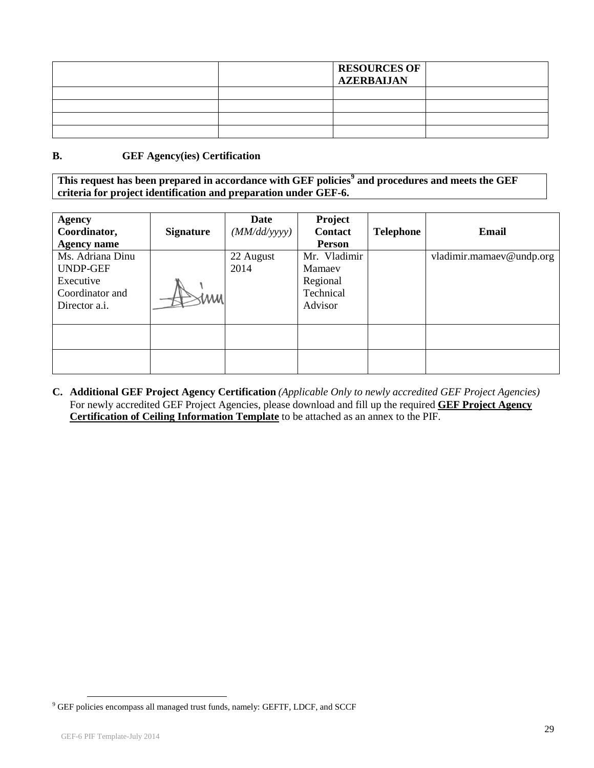| | | | |
|---|---|---|---|
| | | **RESOURCES OF AZERBAIJAN** | |
| | | | |
| | | | |
| | | | |
| | | | |

**B. GEF Agency(ies) Certification**

**This request has been prepared in accordance with GEF policies[9] and procedures and meets the GEF criteria for project identification and preparation under GEF-6.**

| **Agency Coordinator, Agency name** | **Signature** | **Date** *(MM/dd/yyyy)* | **Project Contact Person** | **Telephone** | **Email** |
|---|---|---|---|---|---|
| Ms. Adriana Dinu UNDP-GEF Executive Coordinator and Director a.i. | | 22 August 2014 | Mr. Vladimir Mamaev Regional Technical Advisor | | vladimir.mamaev@undp.org |
| | | | | | |
| | | | | | |

**C. Additional GEF Project Agency Certification** *(Applicable Only to newly accredited GEF Project Agencies)* For newly accredited GEF Project Agencies, please download and fill up the required **GEF Project Agency Certification of Ceiling Information Template** to be attached as an annex to the PIF.

[9] GEF policies encompass all managed trust funds, namely: GEFTF, LDCF, and SCCF